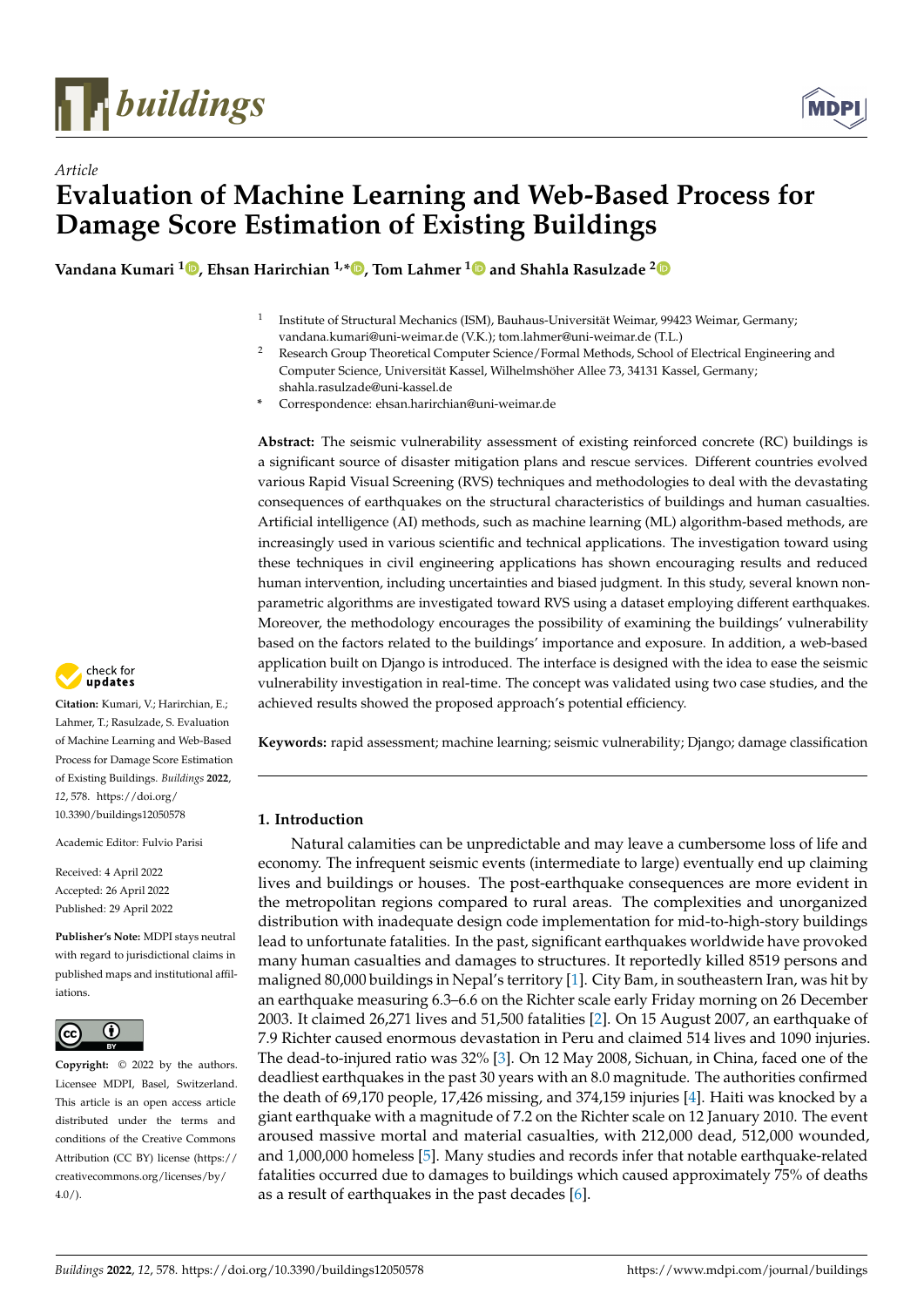*Article*

# Evaluation of Machine Learning and Web-Based Process for Damage Score Estimation of Existing Buildings

**Vandana Kumari [1], Ehsan Harirchian [1,*], Tom Lahmer [1] and Shahla Rasulzade [2]**

[1] Institute of Structural Mechanics (ISM), Bauhaus-Universität Weimar, 99423 Weimar, Germany; vandana.kumari@uni-weimar.de (V.K.); tom.lahmer@uni-weimar.de (T.L.)

[2] Research Group Theoretical Computer Science/Formal Methods, School of Electrical Engineering and Computer Science, Universität Kassel, Wilhelmshöher Allee 73, 34131 Kassel, Germany; shahla.rasulzade@uni-kassel.de

* Correspondence: ehsan.harirchian@uni-weimar.de

**Abstract:** The seismic vulnerability assessment of existing reinforced concrete (RC) buildings is a significant source of disaster mitigation plans and rescue services. Different countries evolved various Rapid Visual Screening (RVS) techniques and methodologies to deal with the devastating consequences of earthquakes on the structural characteristics of buildings and human casualties. Artificial intelligence (AI) methods, such as machine learning (ML) algorithm-based methods, are increasingly used in various scientific and technical applications. The investigation toward using these techniques in civil engineering applications has shown encouraging results and reduced human intervention, including uncertainties and biased judgment. In this study, several known non-parametric algorithms are investigated toward RVS using a dataset employing different earthquakes. Moreover, the methodology encourages the possibility of examining the buildings' vulnerability based on the factors related to the buildings' importance and exposure. In addition, a web-based application built on Django is introduced. The interface is designed with the idea to ease the seismic vulnerability investigation in real-time. The concept was validated using two case studies, and the achieved results showed the proposed approach's potential efficiency.

**Keywords:** rapid assessment; machine learning; seismic vulnerability; Django; damage classification

**Citation:** Kumari, V.; Harirchian, E.; Lahmer, T.; Rasulzade, S. Evaluation of Machine Learning and Web-Based Process for Damage Score Estimation of Existing Buildings. *Buildings* **2022**, *12*, 578. https://doi.org/10.3390/buildings12050578

Academic Editor: Fulvio Parisi

Received: 4 April 2022
Accepted: 26 April 2022
Published: 29 April 2022

**Publisher's Note:** MDPI stays neutral with regard to jurisdictional claims in published maps and institutional affiliations.

**Copyright:** © 2022 by the authors. Licensee MDPI, Basel, Switzerland. This article is an open access article distributed under the terms and conditions of the Creative Commons Attribution (CC BY) license (https://creativecommons.org/licenses/by/4.0/).

## 1. Introduction

Natural calamities can be unpredictable and may leave a cumbersome loss of life and economy. The infrequent seismic events (intermediate to large) eventually end up claiming lives and buildings or houses. The post-earthquake consequences are more evident in the metropolitan regions compared to rural areas. The complexities and unorganized distribution with inadequate design code implementation for mid-to-high-story buildings lead to unfortunate fatalities. In the past, significant earthquakes worldwide have provoked many human casualties and damages to structures. It reportedly killed 8519 persons and maligned 80,000 buildings in Nepal's territory [1]. City Bam, in southeastern Iran, was hit by an earthquake measuring 6.3–6.6 on the Richter scale early Friday morning on 26 December 2003. It claimed 26,271 lives and 51,500 fatalities [2]. On 15 August 2007, an earthquake of 7.9 Richter caused enormous devastation in Peru and claimed 514 lives and 1090 injuries. The dead-to-injured ratio was 32% [3]. On 12 May 2008, Sichuan, in China, faced one of the deadliest earthquakes in the past 30 years with an 8.0 magnitude. The authorities confirmed the death of 69,170 people, 17,426 missing, and 374,159 injuries [4]. Haiti was knocked by a giant earthquake with a magnitude of 7.2 on the Richter scale on 12 January 2010. The event aroused massive mortal and material casualties, with 212,000 dead, 512,000 wounded, and 1,000,000 homeless [5]. Many studies and records infer that notable earthquake-related fatalities occurred due to damages to buildings which caused approximately 75% of deaths as a result of earthquakes in the past decades [6].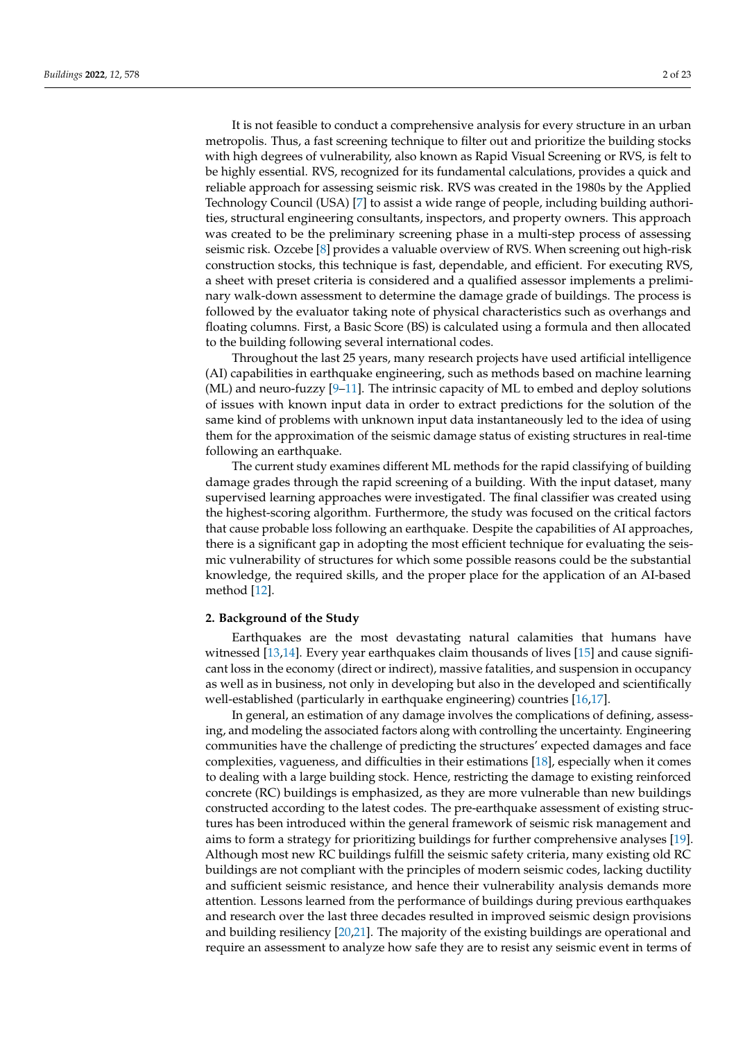It is not feasible to conduct a comprehensive analysis for every structure in an urban metropolis. Thus, a fast screening technique to filter out and prioritize the building stocks with high degrees of vulnerability, also known as Rapid Visual Screening or RVS, is felt to be highly essential. RVS, recognized for its fundamental calculations, provides a quick and reliable approach for assessing seismic risk. RVS was created in the 1980s by the Applied Technology Council (USA) [7] to assist a wide range of people, including building authorities, structural engineering consultants, inspectors, and property owners. This approach was created to be the preliminary screening phase in a multi-step process of assessing seismic risk. Ozcebe [8] provides a valuable overview of RVS. When screening out high-risk construction stocks, this technique is fast, dependable, and efficient. For executing RVS, a sheet with preset criteria is considered and a qualified assessor implements a preliminary walk-down assessment to determine the damage grade of buildings. The process is followed by the evaluator taking note of physical characteristics such as overhangs and floating columns. First, a Basic Score (BS) is calculated using a formula and then allocated to the building following several international codes.

Throughout the last 25 years, many research projects have used artificial intelligence (AI) capabilities in earthquake engineering, such as methods based on machine learning (ML) and neuro-fuzzy [9–11]. The intrinsic capacity of ML to embed and deploy solutions of issues with known input data in order to extract predictions for the solution of the same kind of problems with unknown input data instantaneously led to the idea of using them for the approximation of the seismic damage status of existing structures in real-time following an earthquake.

The current study examines different ML methods for the rapid classifying of building damage grades through the rapid screening of a building. With the input dataset, many supervised learning approaches were investigated. The final classifier was created using the highest-scoring algorithm. Furthermore, the study was focused on the critical factors that cause probable loss following an earthquake. Despite the capabilities of AI approaches, there is a significant gap in adopting the most efficient technique for evaluating the seismic vulnerability of structures for which some possible reasons could be the substantial knowledge, the required skills, and the proper place for the application of an AI-based method [12].

## 2. Background of the Study

Earthquakes are the most devastating natural calamities that humans have witnessed [13,14]. Every year earthquakes claim thousands of lives [15] and cause significant loss in the economy (direct or indirect), massive fatalities, and suspension in occupancy as well as in business, not only in developing but also in the developed and scientifically well-established (particularly in earthquake engineering) countries [16,17].

In general, an estimation of any damage involves the complications of defining, assessing, and modeling the associated factors along with controlling the uncertainty. Engineering communities have the challenge of predicting the structures' expected damages and face complexities, vagueness, and difficulties in their estimations [18], especially when it comes to dealing with a large building stock. Hence, restricting the damage to existing reinforced concrete (RC) buildings is emphasized, as they are more vulnerable than new buildings constructed according to the latest codes. The pre-earthquake assessment of existing structures has been introduced within the general framework of seismic risk management and aims to form a strategy for prioritizing buildings for further comprehensive analyses [19]. Although most new RC buildings fulfill the seismic safety criteria, many existing old RC buildings are not compliant with the principles of modern seismic codes, lacking ductility and sufficient seismic resistance, and hence their vulnerability analysis demands more attention. Lessons learned from the performance of buildings during previous earthquakes and research over the last three decades resulted in improved seismic design provisions and building resiliency [20,21]. The majority of the existing buildings are operational and require an assessment to analyze how safe they are to resist any seismic event in terms of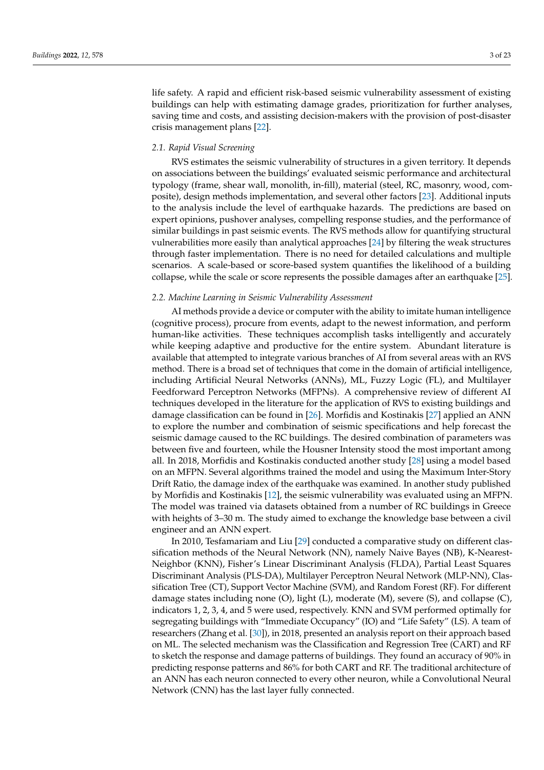life safety. A rapid and efficient risk-based seismic vulnerability assessment of existing buildings can help with estimating damage grades, prioritization for further analyses, saving time and costs, and assisting decision-makers with the provision of post-disaster crisis management plans [22].

### 2.1. Rapid Visual Screening

RVS estimates the seismic vulnerability of structures in a given territory. It depends on associations between the buildings' evaluated seismic performance and architectural typology (frame, shear wall, monolith, in-fill), material (steel, RC, masonry, wood, composite), design methods implementation, and several other factors [23]. Additional inputs to the analysis include the level of earthquake hazards. The predictions are based on expert opinions, pushover analyses, compelling response studies, and the performance of similar buildings in past seismic events. The RVS methods allow for quantifying structural vulnerabilities more easily than analytical approaches [24] by filtering the weak structures through faster implementation. There is no need for detailed calculations and multiple scenarios. A scale-based or score-based system quantifies the likelihood of a building collapse, while the scale or score represents the possible damages after an earthquake [25].

### 2.2. Machine Learning in Seismic Vulnerability Assessment

AI methods provide a device or computer with the ability to imitate human intelligence (cognitive process), procure from events, adapt to the newest information, and perform human-like activities. These techniques accomplish tasks intelligently and accurately while keeping adaptive and productive for the entire system. Abundant literature is available that attempted to integrate various branches of AI from several areas with an RVS method. There is a broad set of techniques that come in the domain of artificial intelligence, including Artificial Neural Networks (ANNs), ML, Fuzzy Logic (FL), and Multilayer Feedforward Perceptron Networks (MFPNs). A comprehensive review of different AI techniques developed in the literature for the application of RVS to existing buildings and damage classification can be found in [26]. Morfidis and Kostinakis [27] applied an ANN to explore the number and combination of seismic specifications and help forecast the seismic damage caused to the RC buildings. The desired combination of parameters was between five and fourteen, while the Housner Intensity stood the most important among all. In 2018, Morfidis and Kostinakis conducted another study [28] using a model based on an MFPN. Several algorithms trained the model and using the Maximum Inter-Story Drift Ratio, the damage index of the earthquake was examined. In another study published by Morfidis and Kostinakis [12], the seismic vulnerability was evaluated using an MFPN. The model was trained via datasets obtained from a number of RC buildings in Greece with heights of 3–30 m. The study aimed to exchange the knowledge base between a civil engineer and an ANN expert.

In 2010, Tesfamariam and Liu [29] conducted a comparative study on different classification methods of the Neural Network (NN), namely Naive Bayes (NB), K-Nearest-Neighbor (KNN), Fisher's Linear Discriminant Analysis (FLDA), Partial Least Squares Discriminant Analysis (PLS-DA), Multilayer Perceptron Neural Network (MLP-NN), Classification Tree (CT), Support Vector Machine (SVM), and Random Forest (RF). For different damage states including none (O), light (L), moderate (M), severe (S), and collapse (C), indicators 1, 2, 3, 4, and 5 were used, respectively. KNN and SVM performed optimally for segregating buildings with "Immediate Occupancy" (IO) and "Life Safety" (LS). A team of researchers (Zhang et al. [30]), in 2018, presented an analysis report on their approach based on ML. The selected mechanism was the Classification and Regression Tree (CART) and RF to sketch the response and damage patterns of buildings. They found an accuracy of 90% in predicting response patterns and 86% for both CART and RF. The traditional architecture of an ANN has each neuron connected to every other neuron, while a Convolutional Neural Network (CNN) has the last layer fully connected.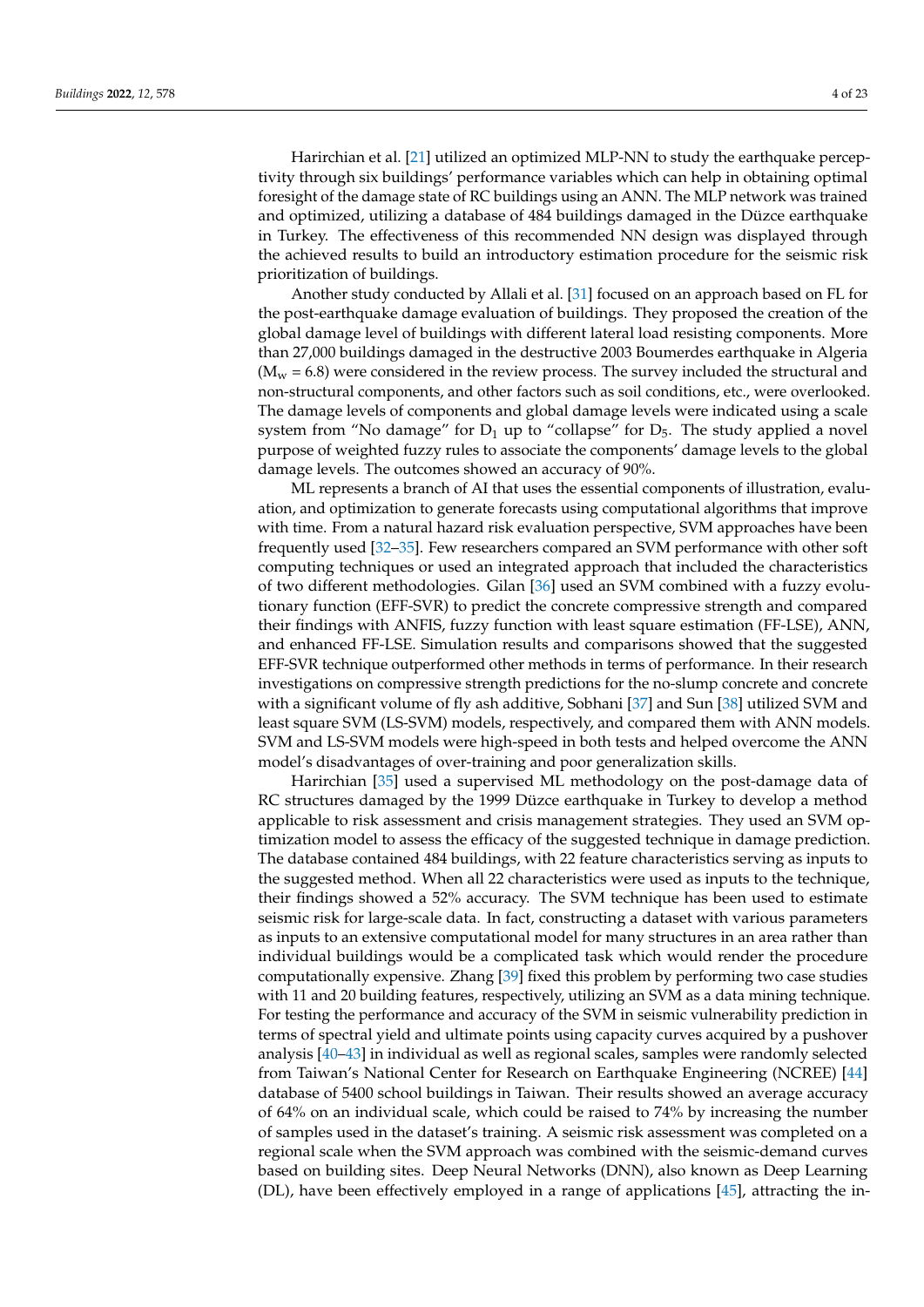Harirchian et al. [21] utilized an optimized MLP-NN to study the earthquake perceptivity through six buildings' performance variables which can help in obtaining optimal foresight of the damage state of RC buildings using an ANN. The MLP network was trained and optimized, utilizing a database of 484 buildings damaged in the Düzce earthquake in Turkey. The effectiveness of this recommended NN design was displayed through the achieved results to build an introductory estimation procedure for the seismic risk prioritization of buildings.

Another study conducted by Allali et al. [31] focused on an approach based on FL for the post-earthquake damage evaluation of buildings. They proposed the creation of the global damage level of buildings with different lateral load resisting components. More than 27,000 buildings damaged in the destructive 2003 Boumerdes earthquake in Algeria ($M_w = 6.8$) were considered in the review process. The survey included the structural and non-structural components, and other factors such as soil conditions, etc., were overlooked. The damage levels of components and global damage levels were indicated using a scale system from "No damage" for $D_1$ up to "collapse" for $D_5$. The study applied a novel purpose of weighted fuzzy rules to associate the components' damage levels to the global damage levels. The outcomes showed an accuracy of 90%.

ML represents a branch of AI that uses the essential components of illustration, evaluation, and optimization to generate forecasts using computational algorithms that improve with time. From a natural hazard risk evaluation perspective, SVM approaches have been frequently used [32–35]. Few researchers compared an SVM performance with other soft computing techniques or used an integrated approach that included the characteristics of two different methodologies. Gilan [36] used an SVM combined with a fuzzy evolutionary function (EFF-SVR) to predict the concrete compressive strength and compared their findings with ANFIS, fuzzy function with least square estimation (FF-LSE), ANN, and enhanced FF-LSE. Simulation results and comparisons showed that the suggested EFF-SVR technique outperformed other methods in terms of performance. In their research investigations on compressive strength predictions for the no-slump concrete and concrete with a significant volume of fly ash additive, Sobhani [37] and Sun [38] utilized SVM and least square SVM (LS-SVM) models, respectively, and compared them with ANN models. SVM and LS-SVM models were high-speed in both tests and helped overcome the ANN model's disadvantages of over-training and poor generalization skills.

Harirchian [35] used a supervised ML methodology on the post-damage data of RC structures damaged by the 1999 Düzce earthquake in Turkey to develop a method applicable to risk assessment and crisis management strategies. They used an SVM optimization model to assess the efficacy of the suggested technique in damage prediction. The database contained 484 buildings, with 22 feature characteristics serving as inputs to the suggested method. When all 22 characteristics were used as inputs to the technique, their findings showed a 52% accuracy. The SVM technique has been used to estimate seismic risk for large-scale data. In fact, constructing a dataset with various parameters as inputs to an extensive computational model for many structures in an area rather than individual buildings would be a complicated task which would render the procedure computationally expensive. Zhang [39] fixed this problem by performing two case studies with 11 and 20 building features, respectively, utilizing an SVM as a data mining technique. For testing the performance and accuracy of the SVM in seismic vulnerability prediction in terms of spectral yield and ultimate points using capacity curves acquired by a pushover analysis [40–43] in individual as well as regional scales, samples were randomly selected from Taiwan's National Center for Research on Earthquake Engineering (NCREE) [44] database of 5400 school buildings in Taiwan. Their results showed an average accuracy of 64% on an individual scale, which could be raised to 74% by increasing the number of samples used in the dataset's training. A seismic risk assessment was completed on a regional scale when the SVM approach was combined with the seismic-demand curves based on building sites. Deep Neural Networks (DNN), also known as Deep Learning (DL), have been effectively employed in a range of applications [45], attracting the in-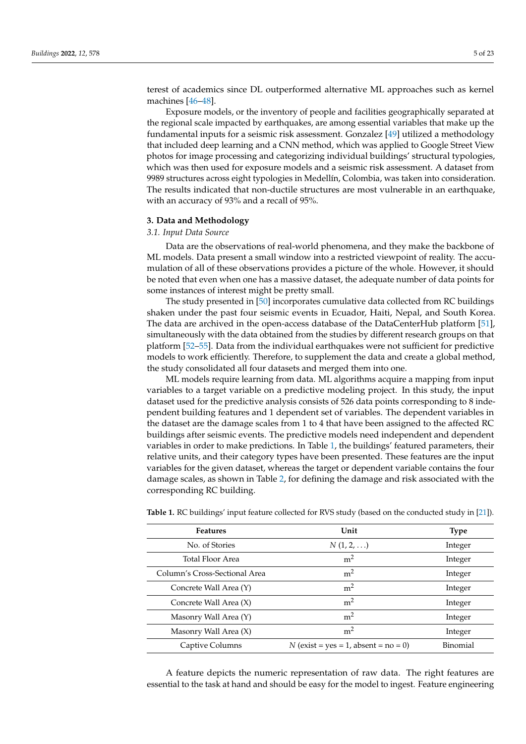terest of academics since DL outperformed alternative ML approaches such as kernel machines [46–48].

Exposure models, or the inventory of people and facilities geographically separated at the regional scale impacted by earthquakes, are among essential variables that make up the fundamental inputs for a seismic risk assessment. Gonzalez [49] utilized a methodology that included deep learning and a CNN method, which was applied to Google Street View photos for image processing and categorizing individual buildings' structural typologies, which was then used for exposure models and a seismic risk assessment. A dataset from 9989 structures across eight typologies in Medellín, Colombia, was taken into consideration. The results indicated that non-ductile structures are most vulnerable in an earthquake, with an accuracy of 93% and a recall of 95%.

## 3. Data and Methodology

### *3.1. Input Data Source*

Data are the observations of real-world phenomena, and they make the backbone of ML models. Data present a small window into a restricted viewpoint of reality. The accumulation of all of these observations provides a picture of the whole. However, it should be noted that even when one has a massive dataset, the adequate number of data points for some instances of interest might be pretty small.

The study presented in [50] incorporates cumulative data collected from RC buildings shaken under the past four seismic events in Ecuador, Haiti, Nepal, and South Korea. The data are archived in the open-access database of the DataCenterHub platform [51], simultaneously with the data obtained from the studies by different research groups on that platform [52–55]. Data from the individual earthquakes were not sufficient for predictive models to work efficiently. Therefore, to supplement the data and create a global method, the study consolidated all four datasets and merged them into one.

ML models require learning from data. ML algorithms acquire a mapping from input variables to a target variable on a predictive modeling project. In this study, the input dataset used for the predictive analysis consists of 526 data points corresponding to 8 independent building features and 1 dependent set of variables. The dependent variables in the dataset are the damage scales from 1 to 4 that have been assigned to the affected RC buildings after seismic events. The predictive models need independent and dependent variables in order to make predictions. In Table 1, the buildings' featured parameters, their relative units, and their category types have been presented. These features are the input variables for the given dataset, whereas the target or dependent variable contains the four damage scales, as shown in Table 2, for defining the damage and risk associated with the corresponding RC building.

**Table 1.** RC buildings' input feature collected for RVS study (based on the conducted study in [21]).

| Features | Unit | Type |
|---|---|---|
| No. of Stories | $N$ (1, 2, ...) | Integer |
| Total Floor Area | $m^2$ | Integer |
| Column's Cross-Sectional Area | $m^2$ | Integer |
| Concrete Wall Area (Y) | $m^2$ | Integer |
| Concrete Wall Area (X) | $m^2$ | Integer |
| Masonry Wall Area (Y) | $m^2$ | Integer |
| Masonry Wall Area (X) | $m^2$ | Integer |
| Captive Columns | $N$ (exist = yes = 1, absent = no = 0) | Binomial |

A feature depicts the numeric representation of raw data. The right features are essential to the task at hand and should be easy for the model to ingest. Feature engineering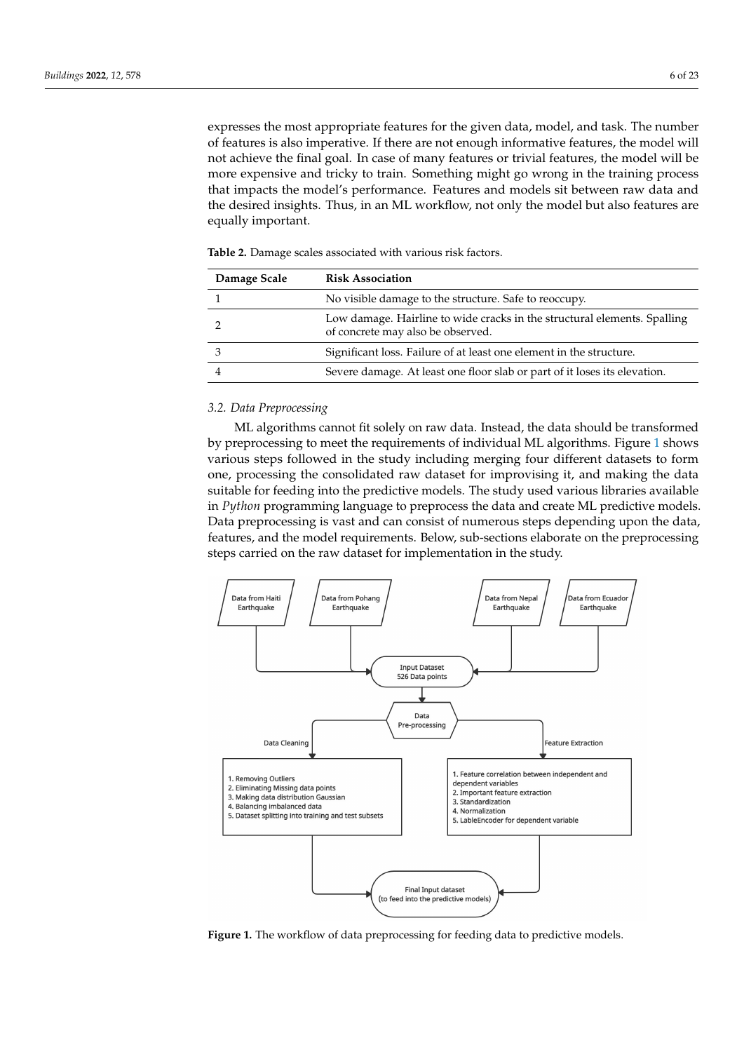expresses the most appropriate features for the given data, model, and task. The number of features is also imperative. If there are not enough informative features, the model will not achieve the final goal. In case of many features or trivial features, the model will be more expensive and tricky to train. Something might go wrong in the training process that impacts the model's performance. Features and models sit between raw data and the desired insights. Thus, in an ML workflow, not only the model but also features are equally important.

**Table 2.** Damage scales associated with various risk factors.

| Damage Scale | Risk Association |
| --- | --- |
| 1 | No visible damage to the structure. Safe to reoccupy. |
| 2 | Low damage. Hairline to wide cracks in the structural elements. Spalling of concrete may also be observed. |
| 3 | Significant loss. Failure of at least one element in the structure. |
| 4 | Severe damage. At least one floor slab or part of it loses its elevation. |

### 3.2. Data Preprocessing

ML algorithms cannot fit solely on raw data. Instead, the data should be transformed by preprocessing to meet the requirements of individual ML algorithms. Figure 1 shows various steps followed in the study including merging four different datasets to form one, processing the consolidated raw dataset for improvising it, and making the data suitable for feeding into the predictive models. The study used various libraries available in *Python* programming language to preprocess the data and create ML predictive models. Data preprocessing is vast and can consist of numerous steps depending upon the data, features, and the model requirements. Below, sub-sections elaborate on the preprocessing steps carried on the raw dataset for implementation in the study.

Data from Haiti Earthquake
Data from Pohang Earthquake
Data from Nepal Earthquake
Data from Ecuador Earthquake
Input Dataset 526 Data points
Data Pre-processing
Data Cleaning
Feature Extraction
1. Removing Outliers
2. Eliminating Missing data points
3. Making data distribution Gaussian
4. Balancing imbalanced data
5. Dataset splitting into training and test subsets
1. Feature correlation between independent and dependent variables
2. Important feature extraction
3. Standardization
4. Normalization
5. LableEncoder for dependent variable
Final Input dataset (to feed into the predictive models)

**Figure 1.** The workflow of data preprocessing for feeding data to predictive models.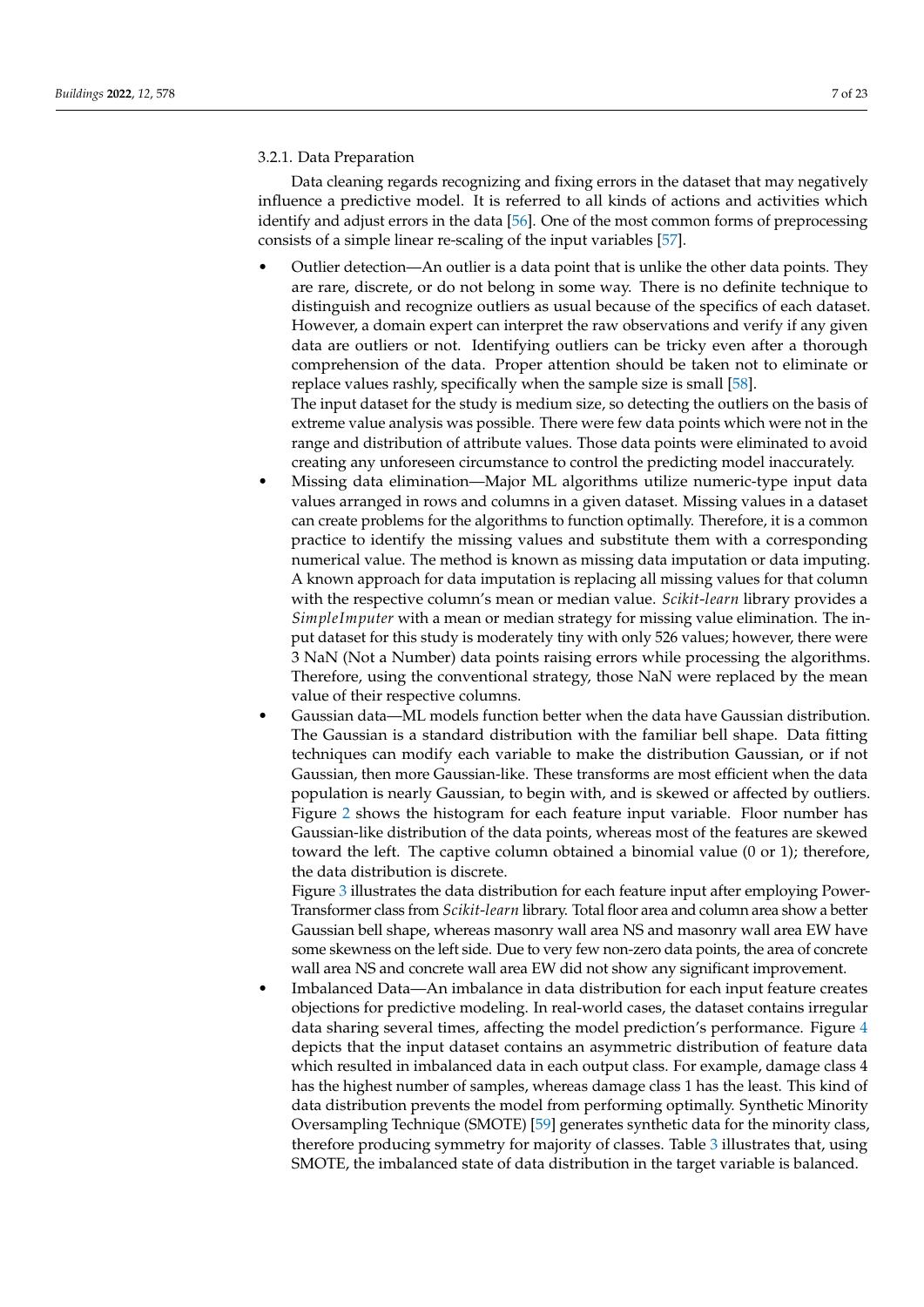#### 3.2.1. Data Preparation

Data cleaning regards recognizing and fixing errors in the dataset that may negatively influence a predictive model. It is referred to all kinds of actions and activities which identify and adjust errors in the data [56]. One of the most common forms of preprocessing consists of a simple linear re-scaling of the input variables [57].

- Outlier detection—An outlier is a data point that is unlike the other data points. They are rare, discrete, or do not belong in some way. There is no definite technique to distinguish and recognize outliers as usual because of the specifics of each dataset. However, a domain expert can interpret the raw observations and verify if any given data are outliers or not. Identifying outliers can be tricky even after a thorough comprehension of the data. Proper attention should be taken not to eliminate or replace values rashly, specifically when the sample size is small [58].
  The input dataset for the study is medium size, so detecting the outliers on the basis of extreme value analysis was possible. There were few data points which were not in the range and distribution of attribute values. Those data points were eliminated to avoid creating any unforeseen circumstance to control the predicting model inaccurately.
- Missing data elimination—Major ML algorithms utilize numeric-type input data values arranged in rows and columns in a given dataset. Missing values in a dataset can create problems for the algorithms to function optimally. Therefore, it is a common practice to identify the missing values and substitute them with a corresponding numerical value. The method is known as missing data imputation or data imputing. A known approach for data imputation is replacing all missing values for that column with the respective column's mean or median value. *Scikit-learn* library provides a *SimpleImputer* with a mean or median strategy for missing value elimination. The input dataset for this study is moderately tiny with only 526 values; however, there were 3 NaN (Not a Number) data points raising errors while processing the algorithms. Therefore, using the conventional strategy, those NaN were replaced by the mean value of their respective columns.
- Gaussian data—ML models function better when the data have Gaussian distribution. The Gaussian is a standard distribution with the familiar bell shape. Data fitting techniques can modify each variable to make the distribution Gaussian, or if not Gaussian, then more Gaussian-like. These transforms are most efficient when the data population is nearly Gaussian, to begin with, and is skewed or affected by outliers. Figure 2 shows the histogram for each feature input variable. Floor number has Gaussian-like distribution of the data points, whereas most of the features are skewed toward the left. The captive column obtained a binomial value (0 or 1); therefore, the data distribution is discrete.
  Figure 3 illustrates the data distribution for each feature input after employing PowerTransformer class from *Scikit-learn* library. Total floor area and column area show a better Gaussian bell shape, whereas masonry wall area NS and masonry wall area EW have some skewness on the left side. Due to very few non-zero data points, the area of concrete wall area NS and concrete wall area EW did not show any significant improvement.
- Imbalanced Data—An imbalance in data distribution for each input feature creates objections for predictive modeling. In real-world cases, the dataset contains irregular data sharing several times, affecting the model prediction's performance. Figure 4 depicts that the input dataset contains an asymmetric distribution of feature data which resulted in imbalanced data in each output class. For example, damage class 4 has the highest number of samples, whereas damage class 1 has the least. This kind of data distribution prevents the model from performing optimally. Synthetic Minority Oversampling Technique (SMOTE) [59] generates synthetic data for the minority class, therefore producing symmetry for majority of classes. Table 3 illustrates that, using SMOTE, the imbalanced state of data distribution in the target variable is balanced.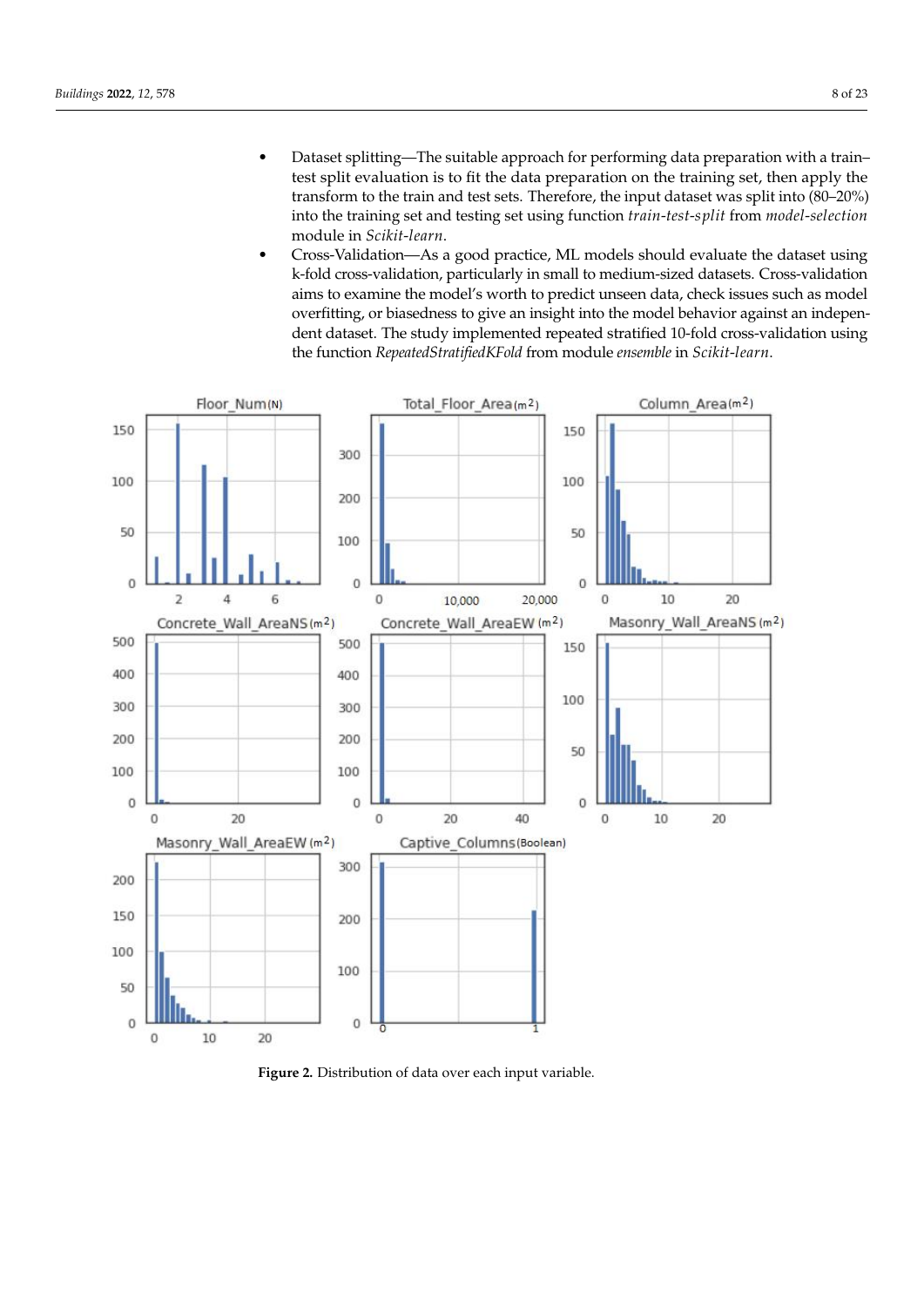- Dataset splitting—The suitable approach for performing data preparation with a train–test split evaluation is to fit the data preparation on the training set, then apply the transform to the train and test sets. Therefore, the input dataset was split into (80–20%) into the training set and testing set using function *train-test-split* from *model-selection* module in *Scikit-learn*.
- Cross-Validation—As a good practice, ML models should evaluate the dataset using k-fold cross-validation, particularly in small to medium-sized datasets. Cross-validation aims to examine the model's worth to predict unseen data, check issues such as model overfitting, or biasedness to give an insight into the model behavior against an independent dataset. The study implemented repeated stratified 10-fold cross-validation using the function *RepeatedStratifiedKFold* from module *ensemble* in *Scikit-learn*.

Floor_Num(N)
Total_Floor_Area($m^2$)
Column_Area($m^2$)
Concrete_Wall_AreaNS($m^2$)
Concrete_Wall_AreaEW($m^2$)
Masonry_Wall_AreaNS($m^2$)
Masonry_Wall_AreaEW($m^2$)
Captive_Columns(Boolean)

**Figure 2.** Distribution of data over each input variable.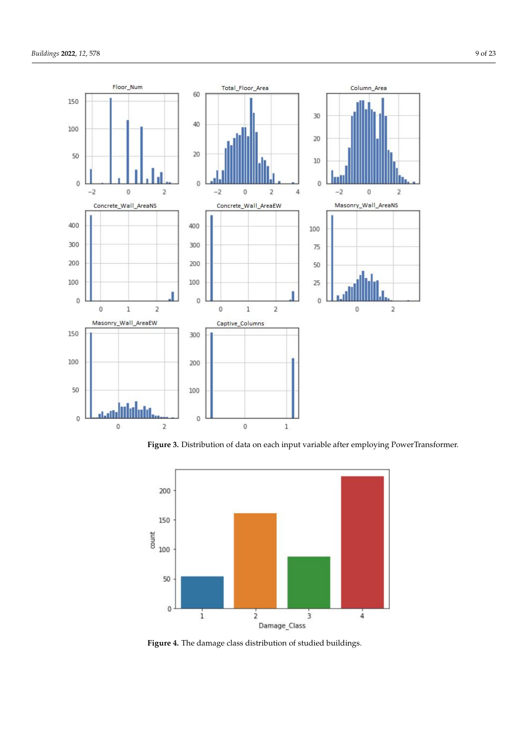Floor_Num

Total_Floor_Area

Column_Area

Concrete_Wall_AreaNS

Concrete_Wall_AreaEW

Masonry_Wall_AreaNS

Masonry_Wall_AreaEW

Captive_Columns

**Figure 3.** Distribution of data on each input variable after employing PowerTransformer.

count

Damage_Class

**Figure 4.** The damage class distribution of studied buildings.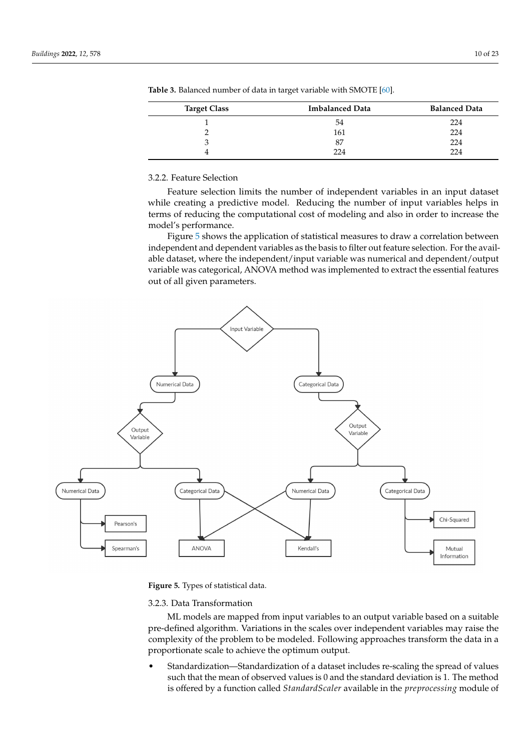**Table 3.** Balanced number of data in target variable with SMOTE [60].

| Target Class | Imbalanced Data | Balanced Data |
|---|---|---|
| 1 | 54 | 224 |
| 2 | 161 | 224 |
| 3 | 87 | 224 |
| 4 | 224 | 224 |

#### 3.2.2. Feature Selection

Feature selection limits the number of independent variables in an input dataset while creating a predictive model. Reducing the number of input variables helps in terms of reducing the computational cost of modeling and also in order to increase the model's performance.

Figure 5 shows the application of statistical measures to draw a correlation between independent and dependent variables as the basis to filter out feature selection. For the available dataset, where the independent/input variable was numerical and dependent/output variable was categorical, ANOVA method was implemented to extract the essential features out of all given parameters.

**Figure 5.** Types of statistical data.

#### 3.2.3. Data Transformation

ML models are mapped from input variables to an output variable based on a suitable pre-defined algorithm. Variations in the scales over independent variables may raise the complexity of the problem to be modeled. Following approaches transform the data in a proportionate scale to achieve the optimum output.

- Standardization—Standardization of a dataset includes re-scaling the spread of values such that the mean of observed values is 0 and the standard deviation is 1. The method is offered by a function called *StandardScaler* available in the *preprocessing* module of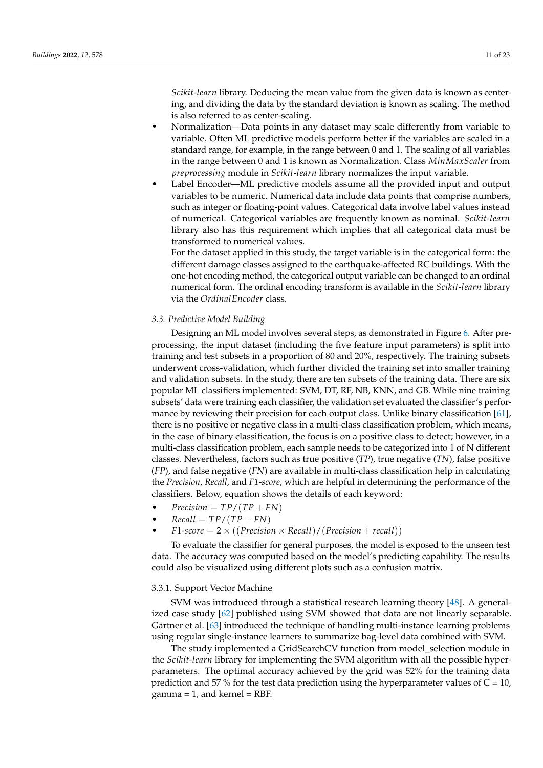*Scikit-learn* library. Deducing the mean value from the given data is known as centering, and dividing the data by the standard deviation is known as scaling. The method is also referred to as center-scaling.

- Normalization—Data points in any dataset may scale differently from variable to variable. Often ML predictive models perform better if the variables are scaled in a standard range, for example, in the range between 0 and 1. The scaling of all variables in the range between 0 and 1 is known as Normalization. Class *MinMaxScaler* from *preprocessing* module in *Scikit-learn* library normalizes the input variable.
- Label Encoder—ML predictive models assume all the provided input and output variables to be numeric. Numerical data include data points that comprise numbers, such as integer or floating-point values. Categorical data involve label values instead of numerical. Categorical variables are frequently known as nominal. *Scikit-learn* library also has this requirement which implies that all categorical data must be transformed to numerical values.

  For the dataset applied in this study, the target variable is in the categorical form: the different damage classes assigned to the earthquake-affected RC buildings. With the one-hot encoding method, the categorical output variable can be changed to an ordinal numerical form. The ordinal encoding transform is available in the *Scikit-learn* library via the *OrdinalEncoder* class.

### 3.3. Predictive Model Building

Designing an ML model involves several steps, as demonstrated in Figure 6. After pre-processing, the input dataset (including the five feature input parameters) is split into training and test subsets in a proportion of 80 and 20%, respectively. The training subsets underwent cross-validation, which further divided the training set into smaller training and validation subsets. In the study, there are ten subsets of the training data. There are six popular ML classifiers implemented: SVM, DT, RF, NB, KNN, and GB. While nine training subsets' data were training each classifier, the validation set evaluated the classifier's performance by reviewing their precision for each output class. Unlike binary classification [61], there is no positive or negative class in a multi-class classification problem, which means, in the case of binary classification, the focus is on a positive class to detect; however, in a multi-class classification problem, each sample needs to be categorized into 1 of N different classes. Nevertheless, factors such as true positive (*TP*), true negative (*TN*), false positive (*FP*), and false negative (*FN*) are available in multi-class classification help in calculating the *Precision*, *Recall*, and *F1-score*, which are helpful in determining the performance of the classifiers. Below, equation shows the details of each keyword:

- $Precision = TP/(TP + FN)$
- $Recall = TP/(TP + FN)$
- $F1\text{-}score = 2 \times ((Precision \times Recall)/(Precision + recall))$

To evaluate the classifier for general purposes, the model is exposed to the unseen test data. The accuracy was computed based on the model's predicting capability. The results could also be visualized using different plots such as a confusion matrix.

#### 3.3.1. Support Vector Machine

SVM was introduced through a statistical research learning theory [48]. A generalized case study [62] published using SVM showed that data are not linearly separable. Gärtner et al. [63] introduced the technique of handling multi-instance learning problems using regular single-instance learners to summarize bag-level data combined with SVM.

The study implemented a GridSearchCV function from model_selection module in the *Scikit-learn* library for implementing the SVM algorithm with all the possible hyperparameters. The optimal accuracy achieved by the grid was 52% for the training data prediction and 57 % for the test data prediction using the hyperparameter values of C = 10, gamma = 1, and kernel = RBF.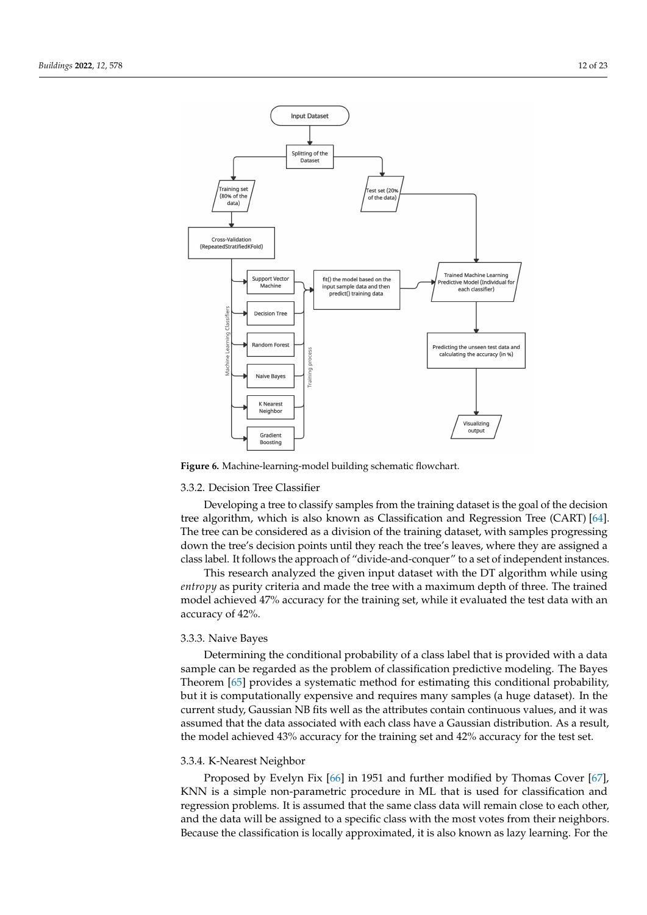Input Dataset

Splitting of the Dataset

Training set (80% of the data)

Test set (20% of the data)

Cross-Validation (RepeatedStratifiedKFold)

Machine Learning Classifiers

Support Vector Machine

Decision Tree

Random Forest

Naive Bayes

K Nearest Neighbor

Gradient Boosting

Training process

fit() the model based on the input sample data and then predict() training data

Trained Machine Learning Predictive Model (Individual for each classifier)

Predicting the unseen test data and calculating the accuracy (in %)

Visualizing output

**Figure 6.** Machine-learning-model building schematic flowchart.

### 3.3.2. Decision Tree Classifier

Developing a tree to classify samples from the training dataset is the goal of the decision tree algorithm, which is also known as Classification and Regression Tree (CART) [64]. The tree can be considered as a division of the training dataset, with samples progressing down the tree's decision points until they reach the tree's leaves, where they are assigned a class label. It follows the approach of "divide-and-conquer" to a set of independent instances.

This research analyzed the given input dataset with the DT algorithm while using *entropy* as purity criteria and made the tree with a maximum depth of three. The trained model achieved 47% accuracy for the training set, while it evaluated the test data with an accuracy of 42%.

### 3.3.3. Naive Bayes

Determining the conditional probability of a class label that is provided with a data sample can be regarded as the problem of classification predictive modeling. The Bayes Theorem [65] provides a systematic method for estimating this conditional probability, but it is computationally expensive and requires many samples (a huge dataset). In the current study, Gaussian NB fits well as the attributes contain continuous values, and it was assumed that the data associated with each class have a Gaussian distribution. As a result, the model achieved 43% accuracy for the training set and 42% accuracy for the test set.

### 3.3.4. K-Nearest Neighbor

Proposed by Evelyn Fix [66] in 1951 and further modified by Thomas Cover [67], KNN is a simple non-parametric procedure in ML that is used for classification and regression problems. It is assumed that the same class data will remain close to each other, and the data will be assigned to a specific class with the most votes from their neighbors. Because the classification is locally approximated, it is also known as lazy learning. For the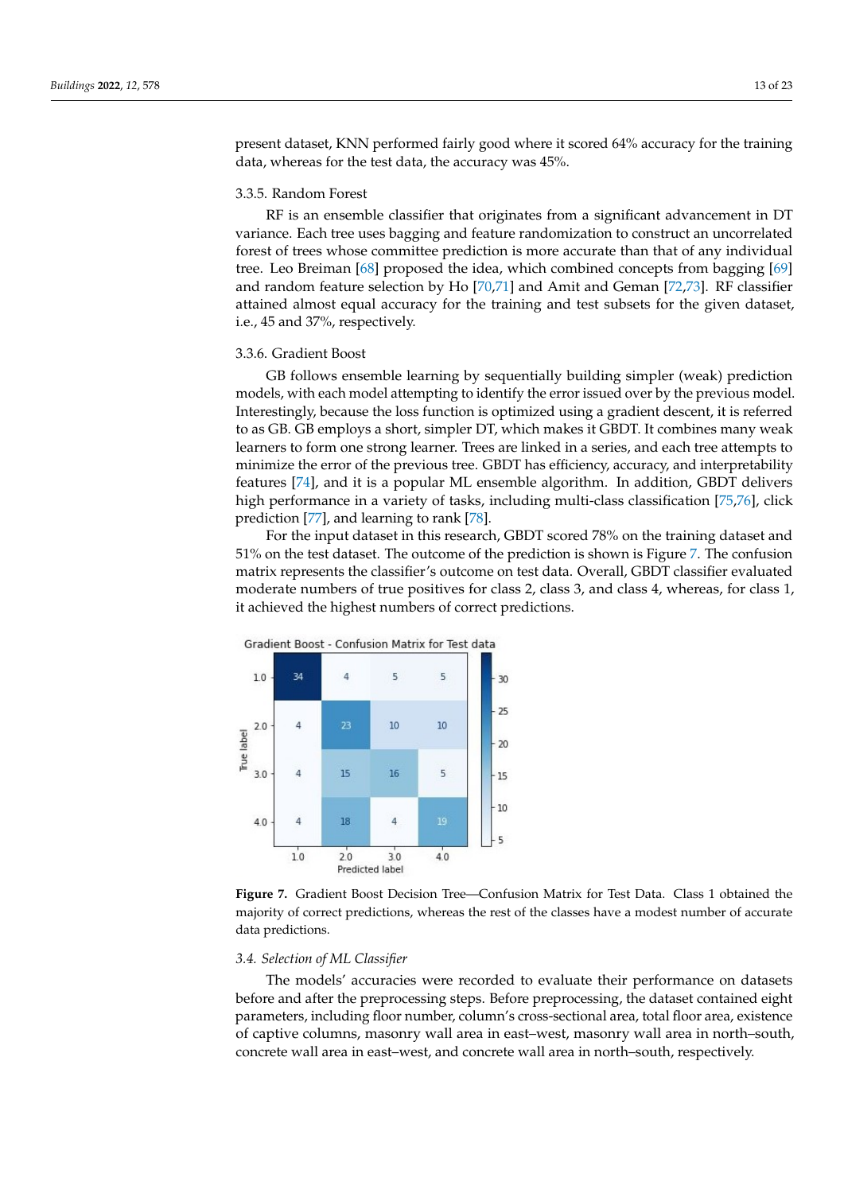present dataset, KNN performed fairly good where it scored 64% accuracy for the training data, whereas for the test data, the accuracy was 45%.

#### 3.3.5. Random Forest

RF is an ensemble classifier that originates from a significant advancement in DT variance. Each tree uses bagging and feature randomization to construct an uncorrelated forest of trees whose committee prediction is more accurate than that of any individual tree. Leo Breiman [68] proposed the idea, which combined concepts from bagging [69] and random feature selection by Ho [70,71] and Amit and Geman [72,73]. RF classifier attained almost equal accuracy for the training and test subsets for the given dataset, i.e., 45 and 37%, respectively.

#### 3.3.6. Gradient Boost

GB follows ensemble learning by sequentially building simpler (weak) prediction models, with each model attempting to identify the error issued over by the previous model. Interestingly, because the loss function is optimized using a gradient descent, it is referred to as GB. GB employs a short, simpler DT, which makes it GBDT. It combines many weak learners to form one strong learner. Trees are linked in a series, and each tree attempts to minimize the error of the previous tree. GBDT has efficiency, accuracy, and interpretability features [74], and it is a popular ML ensemble algorithm. In addition, GBDT delivers high performance in a variety of tasks, including multi-class classification [75,76], click prediction [77], and learning to rank [78].

For the input dataset in this research, GBDT scored 78% on the training dataset and 51% on the test dataset. The outcome of the prediction is shown is Figure 7. The confusion matrix represents the classifier's outcome on test data. Overall, GBDT classifier evaluated moderate numbers of true positives for class 2, class 3, and class 4, whereas, for class 1, it achieved the highest numbers of correct predictions.

Gradient Boost - Confusion Matrix for Test data

True label: 1.0, 2.0, 3.0, 4.0

Predicted label: 1.0, 2.0, 3.0, 4.0

34 4 5 5
4 23 10 10
4 15 16 5
4 18 4 19

30
25
20
15
10
5

**Figure 7.** Gradient Boost Decision Tree—Confusion Matrix for Test Data. Class 1 obtained the majority of correct predictions, whereas the rest of the classes have a modest number of accurate data predictions.

### *3.4. Selection of ML Classifier*

The models' accuracies were recorded to evaluate their performance on datasets before and after the preprocessing steps. Before preprocessing, the dataset contained eight parameters, including floor number, column's cross-sectional area, total floor area, existence of captive columns, masonry wall area in east–west, masonry wall area in north–south, concrete wall area in east–west, and concrete wall area in north–south, respectively.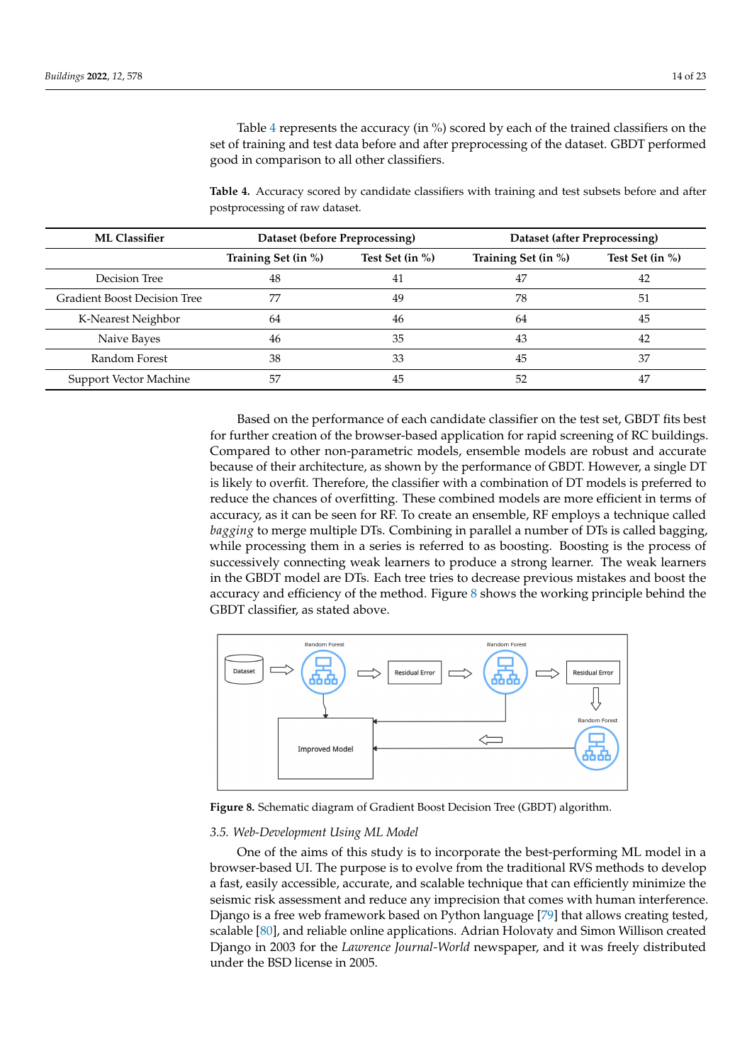Table 4 represents the accuracy (in %) scored by each of the trained classifiers on the set of training and test data before and after preprocessing of the dataset. GBDT performed good in comparison to all other classifiers.

**Table 4.** Accuracy scored by candidate classifiers with training and test subsets before and after postprocessing of raw dataset.

| ML Classifier | Dataset (before Preprocessing) | | Dataset (after Preprocessing) | |
|---|---|---|---|---|
| | Training Set (in %) | Test Set (in %) | Training Set (in %) | Test Set (in %) |
| Decision Tree | 48 | 41 | 47 | 42 |
| Gradient Boost Decision Tree | 77 | 49 | 78 | 51 |
| K-Nearest Neighbor | 64 | 46 | 64 | 45 |
| Naive Bayes | 46 | 35 | 43 | 42 |
| Random Forest | 38 | 33 | 45 | 37 |
| Support Vector Machine | 57 | 45 | 52 | 47 |

Based on the performance of each candidate classifier on the test set, GBDT fits best for further creation of the browser-based application for rapid screening of RC buildings. Compared to other non-parametric models, ensemble models are robust and accurate because of their architecture, as shown by the performance of GBDT. However, a single DT is likely to overfit. Therefore, the classifier with a combination of DT models is preferred to reduce the chances of overfitting. These combined models are more efficient in terms of accuracy, as it can be seen for RF. To create an ensemble, RF employs a technique called *bagging* to merge multiple DTs. Combining in parallel a number of DTs is called bagging, while processing them in a series is referred to as boosting. Boosting is the process of successively connecting weak learners to produce a strong learner. The weak learners in the GBDT model are DTs. Each tree tries to decrease previous mistakes and boost the accuracy and efficiency of the method. Figure 8 shows the working principle behind the GBDT classifier, as stated above.

Dataset
Random Forest
Residual Error
Random Forest
Residual Error
Random Forest
Improved Model

**Figure 8.** Schematic diagram of Gradient Boost Decision Tree (GBDT) algorithm.

### 3.5. Web-Development Using ML Model

One of the aims of this study is to incorporate the best-performing ML model in a browser-based UI. The purpose is to evolve from the traditional RVS methods to develop a fast, easily accessible, accurate, and scalable technique that can efficiently minimize the seismic risk assessment and reduce any imprecision that comes with human interference. Django is a free web framework based on Python language [79] that allows creating tested, scalable [80], and reliable online applications. Adrian Holovaty and Simon Willison created Django in 2003 for the *Lawrence Journal-World* newspaper, and it was freely distributed under the BSD license in 2005.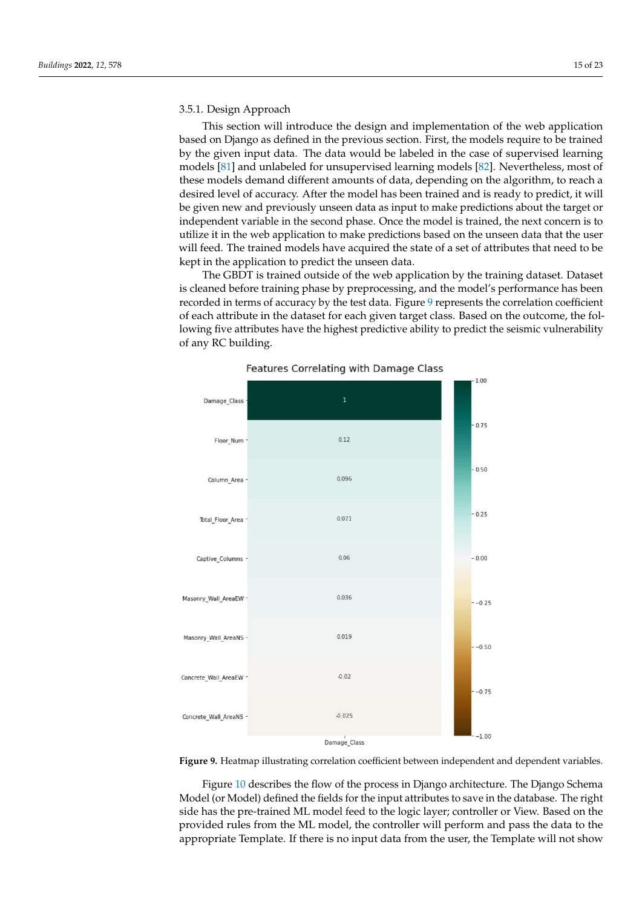### 3.5.1. Design Approach

This section will introduce the design and implementation of the web application based on Django as defined in the previous section. First, the models require to be trained by the given input data. The data would be labeled in the case of supervised learning models [81] and unlabeled for unsupervised learning models [82]. Nevertheless, most of these models demand different amounts of data, depending on the algorithm, to reach a desired level of accuracy. After the model has been trained and is ready to predict, it will be given new and previously unseen data as input to make predictions about the target or independent variable in the second phase. Once the model is trained, the next concern is to utilize it in the web application to make predictions based on the unseen data that the user will feed. The trained models have acquired the state of a set of attributes that need to be kept in the application to predict the unseen data.

The GBDT is trained outside of the web application by the training dataset. Dataset is cleaned before training phase by preprocessing, and the model's performance has been recorded in terms of accuracy by the test data. Figure 9 represents the correlation coefficient of each attribute in the dataset for each given target class. Based on the outcome, the following five attributes have the highest predictive ability to predict the seismic vulnerability of any RC building.

Features Correlating with Damage Class

Damage_Class 1
Floor_Num 0.12
Column_Area 0.096
Total_Floor_Area 0.071
Captive_Columns 0.06
Masonry_Wall_AreaEW 0.036
Masonry_Wall_AreaNS 0.019
Concrete_Wall_AreaEW -0.02
Concrete_Wall_AreaNS -0.025

Damage_Class

1.00, 0.75, 0.50, 0.25, 0.00, −0.25, −0.50, −0.75, −1.00

**Figure 9.** Heatmap illustrating correlation coefficient between independent and dependent variables.

Figure 10 describes the flow of the process in Django architecture. The Django Schema Model (or Model) defined the fields for the input attributes to save in the database. The right side has the pre-trained ML model feed to the logic layer; controller or View. Based on the provided rules from the ML model, the controller will perform and pass the data to the appropriate Template. If there is no input data from the user, the Template will not show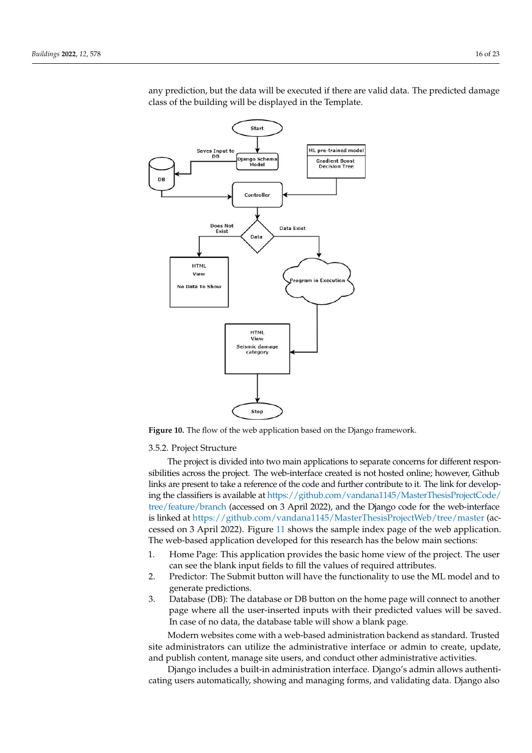any prediction, but the data will be executed if there are valid data. The predicted damage class of the building will be displayed in the Template.

Start

Saves Input to DB

Django Schema Model

ML pre-trained model

Gradient Boost Decision Tree

DB

Controller

Does Not Exist

Data

Data Exist

HTML View

No Data To Show

Program in Execution

HTML View

Seismic damage category

Stop

**Figure 10.** The flow of the web application based on the Django framework.

3.5.2. Project Structure

The project is divided into two main applications to separate concerns for different responsibilities across the project. The web-interface created is not hosted online; however, Github links are present to take a reference of the code and further contribute to it. The link for developing the classifiers is available at https://github.com/vandana1145/MasterThesisProjectCode/tree/feature/branch (accessed on 3 April 2022), and the Django code for the web-interface is linked at https://github.com/vandana1145/MasterThesisProjectWeb/tree/master (accessed on 3 April 2022). Figure 11 shows the sample index page of the web application. The web-based application developed for this research has the below main sections:

1. Home Page: This application provides the basic home view of the project. The user can see the blank input fields to fill the values of required attributes.
2. Predictor: The Submit button will have the functionality to use the ML model and to generate predictions.
3. Database (DB): The database or DB button on the home page will connect to another page where all the user-inserted inputs with their predicted values will be saved. In case of no data, the database table will show a blank page.

Modern websites come with a web-based administration backend as standard. Trusted site administrators can utilize the administrative interface or admin to create, update, and publish content, manage site users, and conduct other administrative activities.

Django includes a built-in administration interface. Django's admin allows authenticating users automatically, showing and managing forms, and validating data. Django also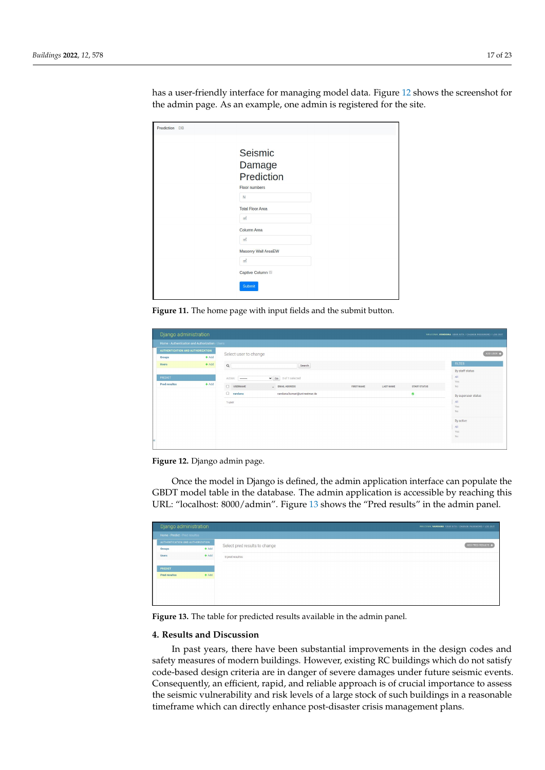has a user-friendly interface for managing model data. Figure 12 shows the screenshot for the admin page. As an example, one admin is registered for the site.

**Figure 11.** The home page with input fields and the submit button.

**Figure 12.** Django admin page.

Once the model in Django is defined, the admin application interface can populate the GBDT model table in the database. The admin application is accessible by reaching this URL: "localhost: 8000/admin". Figure 13 shows the "Pred results" in the admin panel.

**Figure 13.** The table for predicted results available in the admin panel.

## 4. Results and Discussion

In past years, there have been substantial improvements in the design codes and safety measures of modern buildings. However, existing RC buildings which do not satisfy code-based design criteria are in danger of severe damages under future seismic events. Consequently, an efficient, rapid, and reliable approach is of crucial importance to assess the seismic vulnerability and risk levels of a large stock of such buildings in a reasonable timeframe which can directly enhance post-disaster crisis management plans.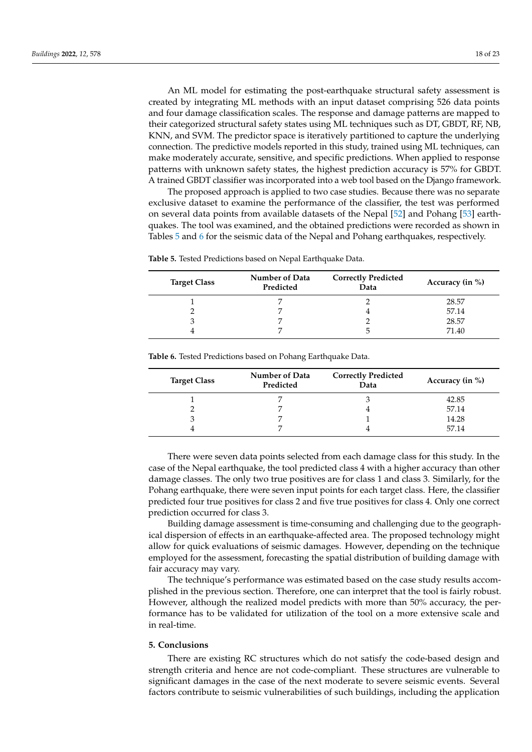An ML model for estimating the post-earthquake structural safety assessment is created by integrating ML methods with an input dataset comprising 526 data points and four damage classification scales. The response and damage patterns are mapped to their categorized structural safety states using ML techniques such as DT, GBDT, RF, NB, KNN, and SVM. The predictor space is iteratively partitioned to capture the underlying connection. The predictive models reported in this study, trained using ML techniques, can make moderately accurate, sensitive, and specific predictions. When applied to response patterns with unknown safety states, the highest prediction accuracy is 57% for GBDT. A trained GBDT classifier was incorporated into a web tool based on the Django framework.

The proposed approach is applied to two case studies. Because there was no separate exclusive dataset to examine the performance of the classifier, the test was performed on several data points from available datasets of the Nepal [52] and Pohang [53] earthquakes. The tool was examined, and the obtained predictions were recorded as shown in Tables 5 and 6 for the seismic data of the Nepal and Pohang earthquakes, respectively.

**Table 5.** Tested Predictions based on Nepal Earthquake Data.

| Target Class | Number of Data Predicted | Correctly Predicted Data | Accuracy (in %) |
|---|---|---|---|
| 1 | 7 | 2 | 28.57 |
| 2 | 7 | 4 | 57.14 |
| 3 | 7 | 2 | 28.57 |
| 4 | 7 | 5 | 71.40 |

**Table 6.** Tested Predictions based on Pohang Earthquake Data.

| Target Class | Number of Data Predicted | Correctly Predicted Data | Accuracy (in %) |
|---|---|---|---|
| 1 | 7 | 3 | 42.85 |
| 2 | 7 | 4 | 57.14 |
| 3 | 7 | 1 | 14.28 |
| 4 | 7 | 4 | 57.14 |

There were seven data points selected from each damage class for this study. In the case of the Nepal earthquake, the tool predicted class 4 with a higher accuracy than other damage classes. The only two true positives are for class 1 and class 3. Similarly, for the Pohang earthquake, there were seven input points for each target class. Here, the classifier predicted four true positives for class 2 and five true positives for class 4. Only one correct prediction occurred for class 3.

Building damage assessment is time-consuming and challenging due to the geographical dispersion of effects in an earthquake-affected area. The proposed technology might allow for quick evaluations of seismic damages. However, depending on the technique employed for the assessment, forecasting the spatial distribution of building damage with fair accuracy may vary.

The technique's performance was estimated based on the case study results accomplished in the previous section. Therefore, one can interpret that the tool is fairly robust. However, although the realized model predicts with more than 50% accuracy, the performance has to be validated for utilization of the tool on a more extensive scale and in real-time.

## 5. Conclusions

There are existing RC structures which do not satisfy the code-based design and strength criteria and hence are not code-compliant. These structures are vulnerable to significant damages in the case of the next moderate to severe seismic events. Several factors contribute to seismic vulnerabilities of such buildings, including the application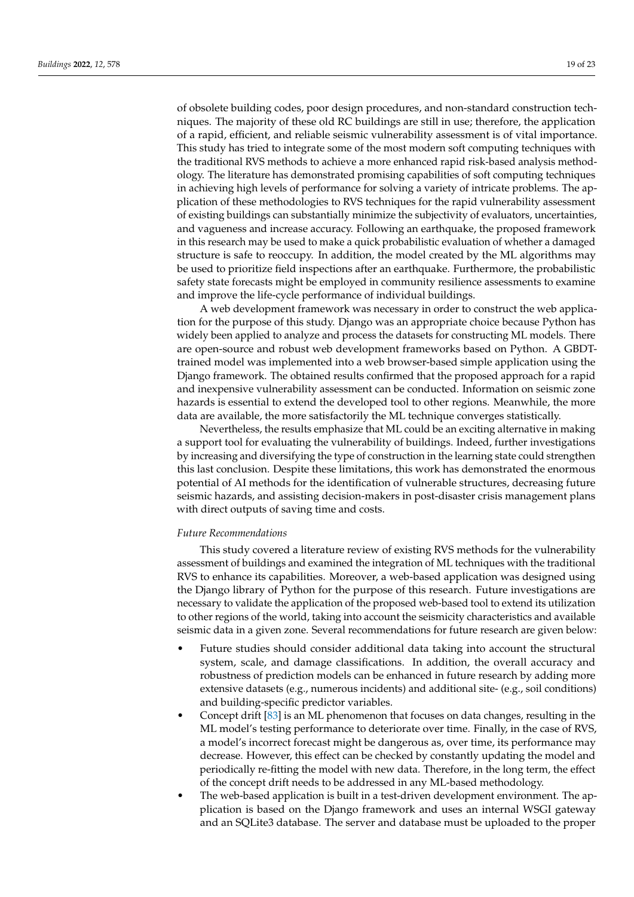of obsolete building codes, poor design procedures, and non-standard construction techniques. The majority of these old RC buildings are still in use; therefore, the application of a rapid, efficient, and reliable seismic vulnerability assessment is of vital importance. This study has tried to integrate some of the most modern soft computing techniques with the traditional RVS methods to achieve a more enhanced rapid risk-based analysis methodology. The literature has demonstrated promising capabilities of soft computing techniques in achieving high levels of performance for solving a variety of intricate problems. The application of these methodologies to RVS techniques for the rapid vulnerability assessment of existing buildings can substantially minimize the subjectivity of evaluators, uncertainties, and vagueness and increase accuracy. Following an earthquake, the proposed framework in this research may be used to make a quick probabilistic evaluation of whether a damaged structure is safe to reoccupy. In addition, the model created by the ML algorithms may be used to prioritize field inspections after an earthquake. Furthermore, the probabilistic safety state forecasts might be employed in community resilience assessments to examine and improve the life-cycle performance of individual buildings.

A web development framework was necessary in order to construct the web application for the purpose of this study. Django was an appropriate choice because Python has widely been applied to analyze and process the datasets for constructing ML models. There are open-source and robust web development frameworks based on Python. A GBDT-trained model was implemented into a web browser-based simple application using the Django framework. The obtained results confirmed that the proposed approach for a rapid and inexpensive vulnerability assessment can be conducted. Information on seismic zone hazards is essential to extend the developed tool to other regions. Meanwhile, the more data are available, the more satisfactorily the ML technique converges statistically.

Nevertheless, the results emphasize that ML could be an exciting alternative in making a support tool for evaluating the vulnerability of buildings. Indeed, further investigations by increasing and diversifying the type of construction in the learning state could strengthen this last conclusion. Despite these limitations, this work has demonstrated the enormous potential of AI methods for the identification of vulnerable structures, decreasing future seismic hazards, and assisting decision-makers in post-disaster crisis management plans with direct outputs of saving time and costs.

*Future Recommendations*

This study covered a literature review of existing RVS methods for the vulnerability assessment of buildings and examined the integration of ML techniques with the traditional RVS to enhance its capabilities. Moreover, a web-based application was designed using the Django library of Python for the purpose of this research. Future investigations are necessary to validate the application of the proposed web-based tool to extend its utilization to other regions of the world, taking into account the seismicity characteristics and available seismic data in a given zone. Several recommendations for future research are given below:

- Future studies should consider additional data taking into account the structural system, scale, and damage classifications. In addition, the overall accuracy and robustness of prediction models can be enhanced in future research by adding more extensive datasets (e.g., numerous incidents) and additional site- (e.g., soil conditions) and building-specific predictor variables.
- Concept drift [83] is an ML phenomenon that focuses on data changes, resulting in the ML model's testing performance to deteriorate over time. Finally, in the case of RVS, a model's incorrect forecast might be dangerous as, over time, its performance may decrease. However, this effect can be checked by constantly updating the model and periodically re-fitting the model with new data. Therefore, in the long term, the effect of the concept drift needs to be addressed in any ML-based methodology.
- The web-based application is built in a test-driven development environment. The application is based on the Django framework and uses an internal WSGI gateway and an SQLite3 database. The server and database must be uploaded to the proper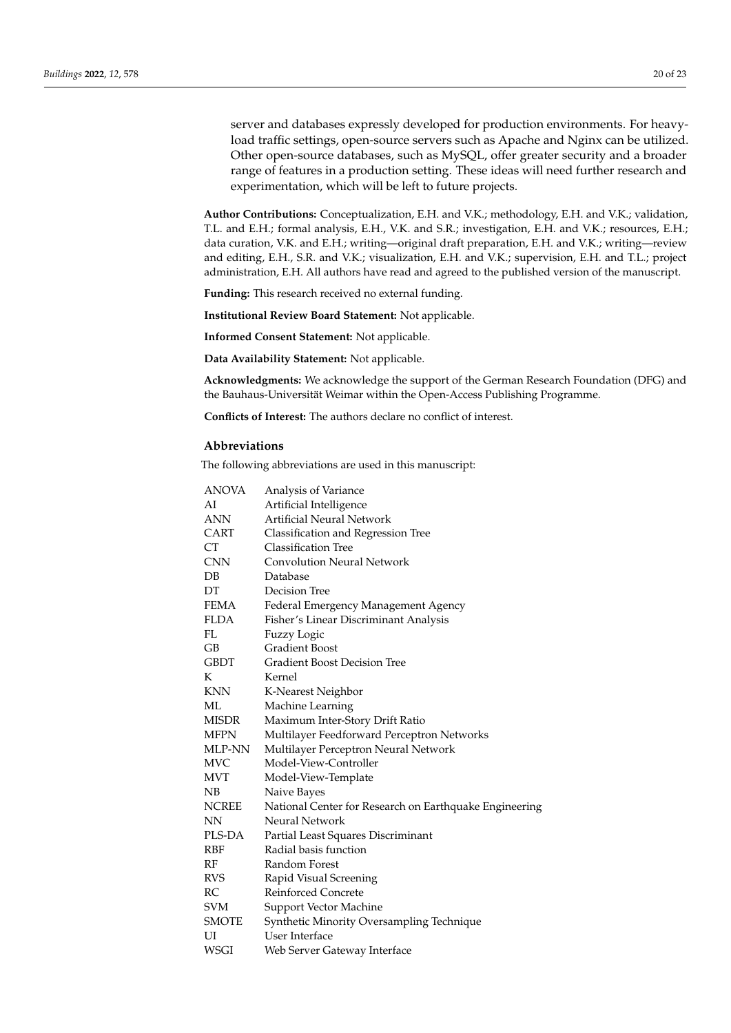server and databases expressly developed for production environments. For heavy-load traffic settings, open-source servers such as Apache and Nginx can be utilized. Other open-source databases, such as MySQL, offer greater security and a broader range of features in a production setting. These ideas will need further research and experimentation, which will be left to future projects.

**Author Contributions:** Conceptualization, E.H. and V.K.; methodology, E.H. and V.K.; validation, T.L. and E.H.; formal analysis, E.H., V.K. and S.R.; investigation, E.H. and V.K.; resources, E.H.; data curation, V.K. and E.H.; writing—original draft preparation, E.H. and V.K.; writing—review and editing, E.H., S.R. and V.K.; visualization, E.H. and V.K.; supervision, E.H. and T.L.; project administration, E.H. All authors have read and agreed to the published version of the manuscript.

**Funding:** This research received no external funding.

**Institutional Review Board Statement:** Not applicable.

**Informed Consent Statement:** Not applicable.

**Data Availability Statement:** Not applicable.

**Acknowledgments:** We acknowledge the support of the German Research Foundation (DFG) and the Bauhaus-Universität Weimar within the Open-Access Publishing Programme.

**Conflicts of Interest:** The authors declare no conflict of interest.

## Abbreviations

The following abbreviations are used in this manuscript:

| | |
|---|---|
| ANOVA | Analysis of Variance |
| AI | Artificial Intelligence |
| ANN | Artificial Neural Network |
| CART | Classification and Regression Tree |
| CT | Classification Tree |
| CNN | Convolution Neural Network |
| DB | Database |
| DT | Decision Tree |
| FEMA | Federal Emergency Management Agency |
| FLDA | Fisher's Linear Discriminant Analysis |
| FL | Fuzzy Logic |
| GB | Gradient Boost |
| GBDT | Gradient Boost Decision Tree |
| K | Kernel |
| KNN | K-Nearest Neighbor |
| ML | Machine Learning |
| MISDR | Maximum Inter-Story Drift Ratio |
| MFPN | Multilayer Feedforward Perceptron Networks |
| MLP-NN | Multilayer Perceptron Neural Network |
| MVC | Model-View-Controller |
| MVT | Model-View-Template |
| NB | Naive Bayes |
| NCREE | National Center for Research on Earthquake Engineering |
| NN | Neural Network |
| PLS-DA | Partial Least Squares Discriminant |
| RBF | Radial basis function |
| RF | Random Forest |
| RVS | Rapid Visual Screening |
| RC | Reinforced Concrete |
| SVM | Support Vector Machine |
| SMOTE | Synthetic Minority Oversampling Technique |
| UI | User Interface |
| WSGI | Web Server Gateway Interface |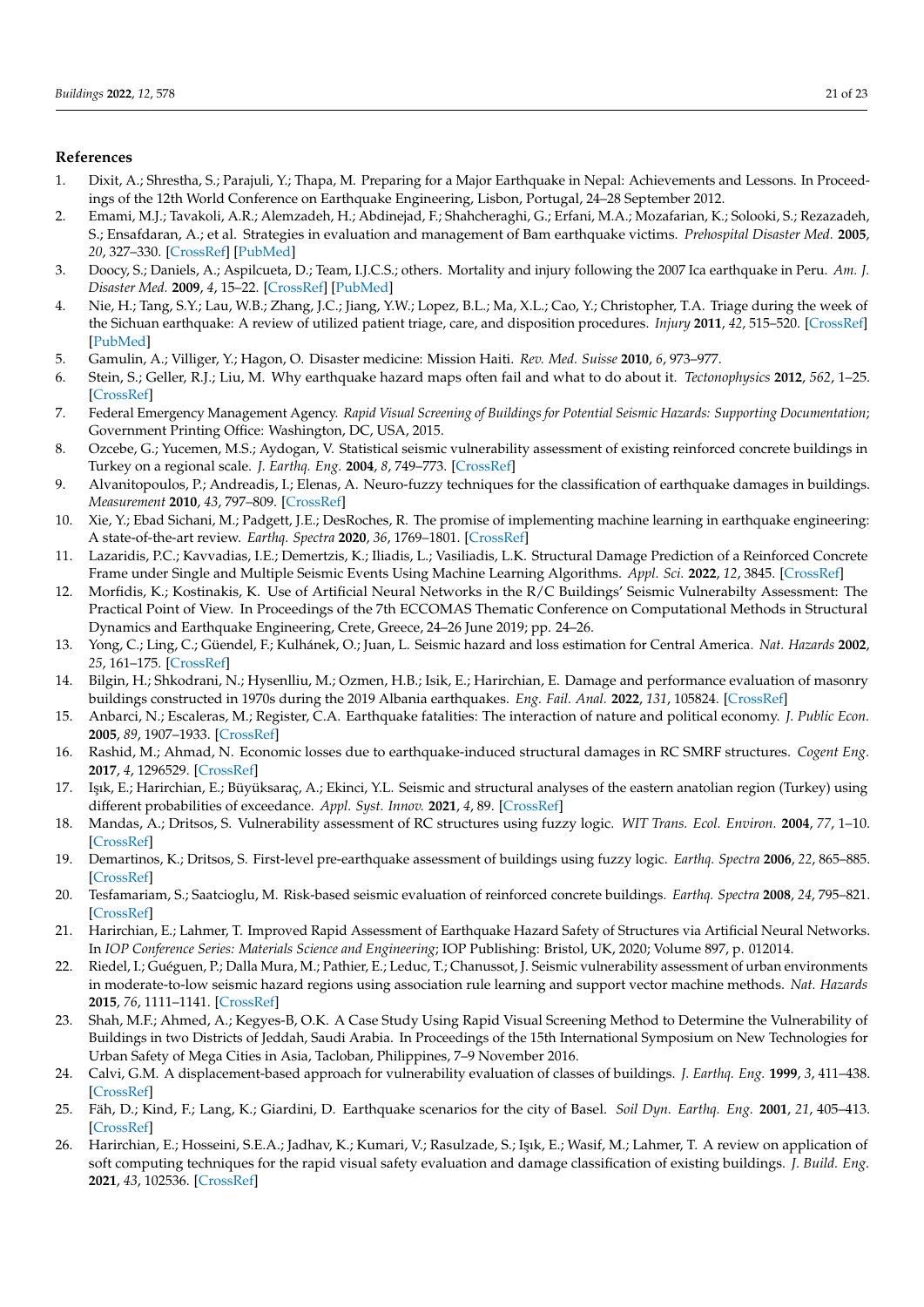## References

1. Dixit, A.; Shrestha, S.; Parajuli, Y.; Thapa, M. Preparing for a Major Earthquake in Nepal: Achievements and Lessons. In Proceedings of the 12th World Conference on Earthquake Engineering, Lisbon, Portugal, 24–28 September 2012.
2. Emami, M.J.; Tavakoli, A.R.; Alemzadeh, H.; Abdinejad, F.; Shahcheraghi, G.; Erfani, M.A.; Mozafarian, K.; Solooki, S.; Rezazadeh, S.; Ensafdaran, A.; et al. Strategies in evaluation and management of Bam earthquake victims. *Prehospital Disaster Med.* **2005**, *20*, 327–330. [CrossRef] [PubMed]
3. Doocy, S.; Daniels, A.; Aspilcueta, D.; Team, I.J.C.S.; others. Mortality and injury following the 2007 Ica earthquake in Peru. *Am. J. Disaster Med.* **2009**, *4*, 15–22. [CrossRef] [PubMed]
4. Nie, H.; Tang, S.Y.; Lau, W.B.; Zhang, J.C.; Jiang, Y.W.; Lopez, B.L.; Ma, X.L.; Cao, Y.; Christopher, T.A. Triage during the week of the Sichuan earthquake: A review of utilized patient triage, care, and disposition procedures. *Injury* **2011**, *42*, 515–520. [CrossRef] [PubMed]
5. Gamulin, A.; Villiger, Y.; Hagon, O. Disaster medicine: Mission Haiti. *Rev. Med. Suisse* **2010**, *6*, 973–977.
6. Stein, S.; Geller, R.J.; Liu, M. Why earthquake hazard maps often fail and what to do about it. *Tectonophysics* **2012**, *562*, 1–25. [CrossRef]
7. Federal Emergency Management Agency. *Rapid Visual Screening of Buildings for Potential Seismic Hazards: Supporting Documentation*; Government Printing Office: Washington, DC, USA, 2015.
8. Ozcebe, G.; Yucemen, M.S.; Aydogan, V. Statistical seismic vulnerability assessment of existing reinforced concrete buildings in Turkey on a regional scale. *J. Earthq. Eng.* **2004**, *8*, 749–773. [CrossRef]
9. Alvanitopoulos, P.; Andreadis, I.; Elenas, A. Neuro-fuzzy techniques for the classification of earthquake damages in buildings. *Measurement* **2010**, *43*, 797–809. [CrossRef]
10. Xie, Y.; Ebad Sichani, M.; Padgett, J.E.; DesRoches, R. The promise of implementing machine learning in earthquake engineering: A state-of-the-art review. *Earthq. Spectra* **2020**, *36*, 1769–1801. [CrossRef]
11. Lazaridis, P.C.; Kavvadias, I.E.; Demertzis, K.; Iliadis, L.; Vasiliadis, L.K. Structural Damage Prediction of a Reinforced Concrete Frame under Single and Multiple Seismic Events Using Machine Learning Algorithms. *Appl. Sci.* **2022**, *12*, 3845. [CrossRef]
12. Morfidis, K.; Kostinakis, K. Use of Artificial Neural Networks in the R/C Buildings' Seismic Vulnerabilty Assessment: The Practical Point of View. In Proceedings of the 7th ECCOMAS Thematic Conference on Computational Methods in Structural Dynamics and Earthquake Engineering, Crete, Greece, 24–26 June 2019; pp. 24–26.
13. Yong, C.; Ling, C.; Güendel, F.; Kulhánek, O.; Juan, L. Seismic hazard and loss estimation for Central America. *Nat. Hazards* **2002**, *25*, 161–175. [CrossRef]
14. Bilgin, H.; Shkodrani, N.; Hysenlliu, M.; Ozmen, H.B.; Isik, E.; Harirchian, E. Damage and performance evaluation of masonry buildings constructed in 1970s during the 2019 Albania earthquakes. *Eng. Fail. Anal.* **2022**, *131*, 105824. [CrossRef]
15. Anbarci, N.; Escaleras, M.; Register, C.A. Earthquake fatalities: The interaction of nature and political economy. *J. Public Econ.* **2005**, *89*, 1907–1933. [CrossRef]
16. Rashid, M.; Ahmad, N. Economic losses due to earthquake-induced structural damages in RC SMRF structures. *Cogent Eng.* **2017**, *4*, 1296529. [CrossRef]
17. Işık, E.; Harirchian, E.; Büyüksaraç, A.; Ekinci, Y.L. Seismic and structural analyses of the eastern anatolian region (Turkey) using different probabilities of exceedance. *Appl. Syst. Innov.* **2021**, *4*, 89. [CrossRef]
18. Mandas, A.; Dritsos, S. Vulnerability assessment of RC structures using fuzzy logic. *WIT Trans. Ecol. Environ.* **2004**, *77*, 1–10. [CrossRef]
19. Demartinos, K.; Dritsos, S. First-level pre-earthquake assessment of buildings using fuzzy logic. *Earthq. Spectra* **2006**, *22*, 865–885. [CrossRef]
20. Tesfamariam, S.; Saatcioglu, M. Risk-based seismic evaluation of reinforced concrete buildings. *Earthq. Spectra* **2008**, *24*, 795–821. [CrossRef]
21. Harirchian, E.; Lahmer, T. Improved Rapid Assessment of Earthquake Hazard Safety of Structures via Artificial Neural Networks. In *IOP Conference Series: Materials Science and Engineering*; IOP Publishing: Bristol, UK, 2020; Volume 897, p. 012014.
22. Riedel, I.; Guéguen, P.; Dalla Mura, M.; Pathier, E.; Leduc, T.; Chanussot, J. Seismic vulnerability assessment of urban environments in moderate-to-low seismic hazard regions using association rule learning and support vector machine methods. *Nat. Hazards* **2015**, *76*, 1111–1141. [CrossRef]
23. Shah, M.F.; Ahmed, A.; Kegyes-B, O.K. A Case Study Using Rapid Visual Screening Method to Determine the Vulnerability of Buildings in two Districts of Jeddah, Saudi Arabia. In Proceedings of the 15th International Symposium on New Technologies for Urban Safety of Mega Cities in Asia, Tacloban, Philippines, 7–9 November 2016.
24. Calvi, G.M. A displacement-based approach for vulnerability evaluation of classes of buildings. *J. Earthq. Eng.* **1999**, *3*, 411–438. [CrossRef]
25. Fäh, D.; Kind, F.; Lang, K.; Giardini, D. Earthquake scenarios for the city of Basel. *Soil Dyn. Earthq. Eng.* **2001**, *21*, 405–413. [CrossRef]
26. Harirchian, E.; Hosseini, S.E.A.; Jadhav, K.; Kumari, V.; Rasulzade, S.; Işık, E.; Wasif, M.; Lahmer, T. A review on application of soft computing techniques for the rapid visual safety evaluation and damage classification of existing buildings. *J. Build. Eng.* **2021**, *43*, 102536. [CrossRef]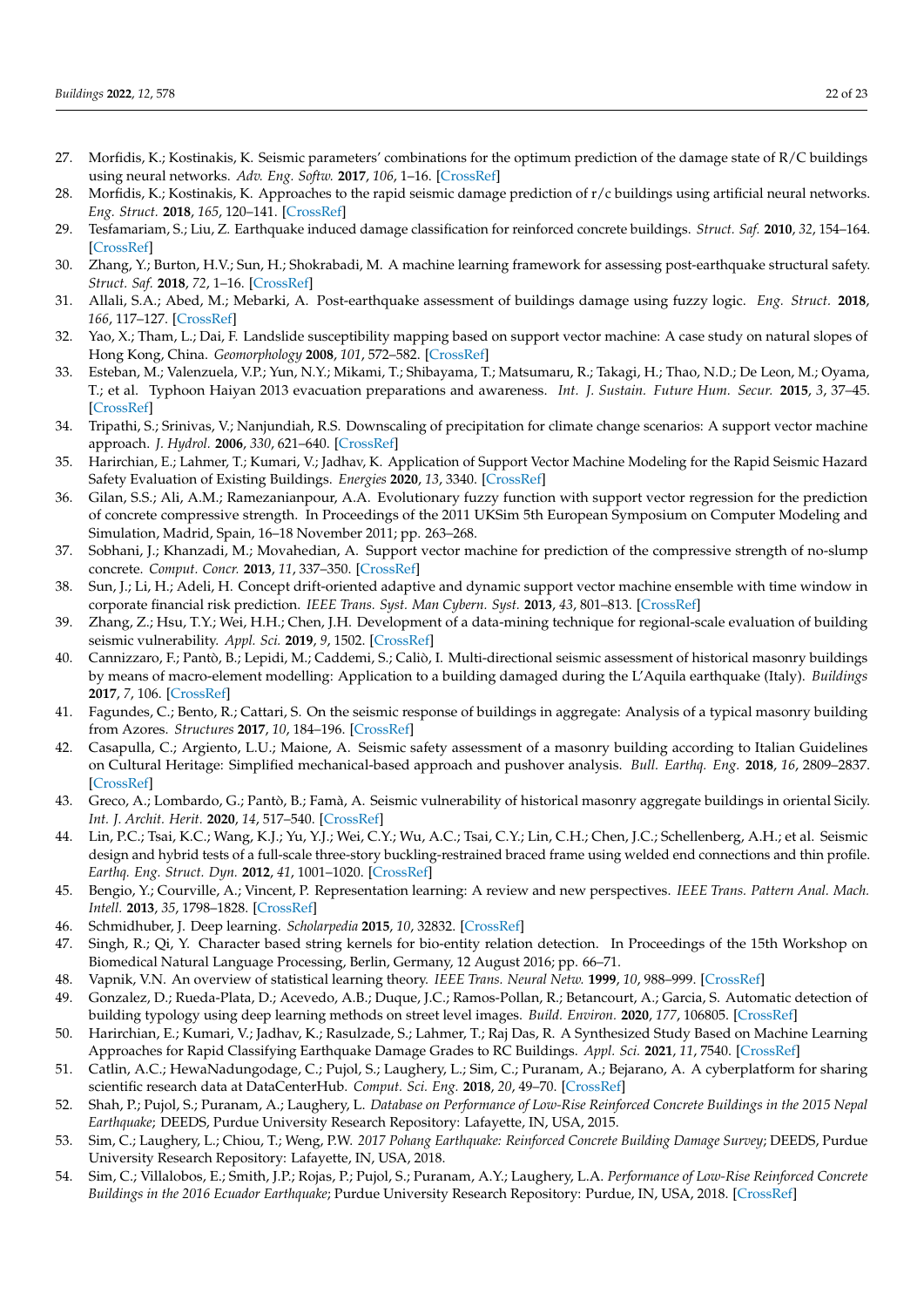27. Morfidis, K.; Kostinakis, K. Seismic parameters' combinations for the optimum prediction of the damage state of R/C buildings using neural networks. *Adv. Eng. Softw.* **2017**, *106*, 1–16. [CrossRef]
28. Morfidis, K.; Kostinakis, K. Approaches to the rapid seismic damage prediction of r/c buildings using artificial neural networks. *Eng. Struct.* **2018**, *165*, 120–141. [CrossRef]
29. Tesfamariam, S.; Liu, Z. Earthquake induced damage classification for reinforced concrete buildings. *Struct. Saf.* **2010**, *32*, 154–164. [CrossRef]
30. Zhang, Y.; Burton, H.V.; Sun, H.; Shokrabadi, M. A machine learning framework for assessing post-earthquake structural safety. *Struct. Saf.* **2018**, *72*, 1–16. [CrossRef]
31. Allali, S.A.; Abed, M.; Mebarki, A. Post-earthquake assessment of buildings damage using fuzzy logic. *Eng. Struct.* **2018**, *166*, 117–127. [CrossRef]
32. Yao, X.; Tham, L.; Dai, F. Landslide susceptibility mapping based on support vector machine: A case study on natural slopes of Hong Kong, China. *Geomorphology* **2008**, *101*, 572–582. [CrossRef]
33. Esteban, M.; Valenzuela, V.P.; Yun, N.Y.; Mikami, T.; Shibayama, T.; Matsumaru, R.; Takagi, H.; Thao, N.D.; De Leon, M.; Oyama, T.; et al. Typhoon Haiyan 2013 evacuation preparations and awareness. *Int. J. Sustain. Future Hum. Secur.* **2015**, *3*, 37–45. [CrossRef]
34. Tripathi, S.; Srinivas, V.; Nanjundiah, R.S. Downscaling of precipitation for climate change scenarios: A support vector machine approach. *J. Hydrol.* **2006**, *330*, 621–640. [CrossRef]
35. Harirchian, E.; Lahmer, T.; Kumari, V.; Jadhav, K. Application of Support Vector Machine Modeling for the Rapid Seismic Hazard Safety Evaluation of Existing Buildings. *Energies* **2020**, *13*, 3340. [CrossRef]
36. Gilan, S.S.; Ali, A.M.; Ramezanianpour, A.A. Evolutionary fuzzy function with support vector regression for the prediction of concrete compressive strength. In Proceedings of the 2011 UKSim 5th European Symposium on Computer Modeling and Simulation, Madrid, Spain, 16–18 November 2011; pp. 263–268.
37. Sobhani, J.; Khanzadi, M.; Movahedian, A. Support vector machine for prediction of the compressive strength of no-slump concrete. *Comput. Concr.* **2013**, *11*, 337–350. [CrossRef]
38. Sun, J.; Li, H.; Adeli, H. Concept drift-oriented adaptive and dynamic support vector machine ensemble with time window in corporate financial risk prediction. *IEEE Trans. Syst. Man Cybern. Syst.* **2013**, *43*, 801–813. [CrossRef]
39. Zhang, Z.; Hsu, T.Y.; Wei, H.H.; Chen, J.H. Development of a data-mining technique for regional-scale evaluation of building seismic vulnerability. *Appl. Sci.* **2019**, *9*, 1502. [CrossRef]
40. Cannizzaro, F.; Pantò, B.; Lepidi, M.; Caddemi, S.; Caliò, I. Multi-directional seismic assessment of historical masonry buildings by means of macro-element modelling: Application to a building damaged during the L'Aquila earthquake (Italy). *Buildings* **2017**, *7*, 106. [CrossRef]
41. Fagundes, C.; Bento, R.; Cattari, S. On the seismic response of buildings in aggregate: Analysis of a typical masonry building from Azores. *Structures* **2017**, *10*, 184–196. [CrossRef]
42. Casapulla, C.; Argiento, L.U.; Maione, A. Seismic safety assessment of a masonry building according to Italian Guidelines on Cultural Heritage: Simplified mechanical-based approach and pushover analysis. *Bull. Earthq. Eng.* **2018**, *16*, 2809–2837. [CrossRef]
43. Greco, A.; Lombardo, G.; Pantò, B.; Famà, A. Seismic vulnerability of historical masonry aggregate buildings in oriental Sicily. *Int. J. Archit. Herit.* **2020**, *14*, 517–540. [CrossRef]
44. Lin, P.C.; Tsai, K.C.; Wang, K.J.; Yu, Y.J.; Wei, C.Y.; Wu, A.C.; Tsai, C.Y.; Lin, C.H.; Chen, J.C.; Schellenberg, A.H.; et al. Seismic design and hybrid tests of a full-scale three-story buckling-restrained braced frame using welded end connections and thin profile. *Earthq. Eng. Struct. Dyn.* **2012**, *41*, 1001–1020. [CrossRef]
45. Bengio, Y.; Courville, A.; Vincent, P. Representation learning: A review and new perspectives. *IEEE Trans. Pattern Anal. Mach. Intell.* **2013**, *35*, 1798–1828. [CrossRef]
46. Schmidhuber, J. Deep learning. *Scholarpedia* **2015**, *10*, 32832. [CrossRef]
47. Singh, R.; Qi, Y. Character based string kernels for bio-entity relation detection. In Proceedings of the 15th Workshop on Biomedical Natural Language Processing, Berlin, Germany, 12 August 2016; pp. 66–71.
48. Vapnik, V.N. An overview of statistical learning theory. *IEEE Trans. Neural Netw.* **1999**, *10*, 988–999. [CrossRef]
49. Gonzalez, D.; Rueda-Plata, D.; Acevedo, A.B.; Duque, J.C.; Ramos-Pollan, R.; Betancourt, A.; Garcia, S. Automatic detection of building typology using deep learning methods on street level images. *Build. Environ.* **2020**, *177*, 106805. [CrossRef]
50. Harirchian, E.; Kumari, V.; Jadhav, K.; Rasulzade, S.; Lahmer, T.; Raj Das, R. A Synthesized Study Based on Machine Learning Approaches for Rapid Classifying Earthquake Damage Grades to RC Buildings. *Appl. Sci.* **2021**, *11*, 7540. [CrossRef]
51. Catlin, A.C.; HewaNadungodage, C.; Pujol, S.; Laughery, L.; Sim, C.; Puranam, A.; Bejarano, A. A cyberplatform for sharing scientific research data at DataCenterHub. *Comput. Sci. Eng.* **2018**, *20*, 49–70. [CrossRef]
52. Shah, P.; Pujol, S.; Puranam, A.; Laughery, L. *Database on Performance of Low-Rise Reinforced Concrete Buildings in the 2015 Nepal Earthquake*; DEEDS, Purdue University Research Repository: Lafayette, IN, USA, 2015.
53. Sim, C.; Laughery, L.; Chiou, T.; Weng, P.W. *2017 Pohang Earthquake: Reinforced Concrete Building Damage Survey*; DEEDS, Purdue University Research Repository: Lafayette, IN, USA, 2018.
54. Sim, C.; Villalobos, E.; Smith, J.P.; Rojas, P.; Pujol, S.; Puranam, A.Y.; Laughery, L.A. *Performance of Low-Rise Reinforced Concrete Buildings in the 2016 Ecuador Earthquake*; Purdue University Research Repository: Purdue, IN, USA, 2018. [CrossRef]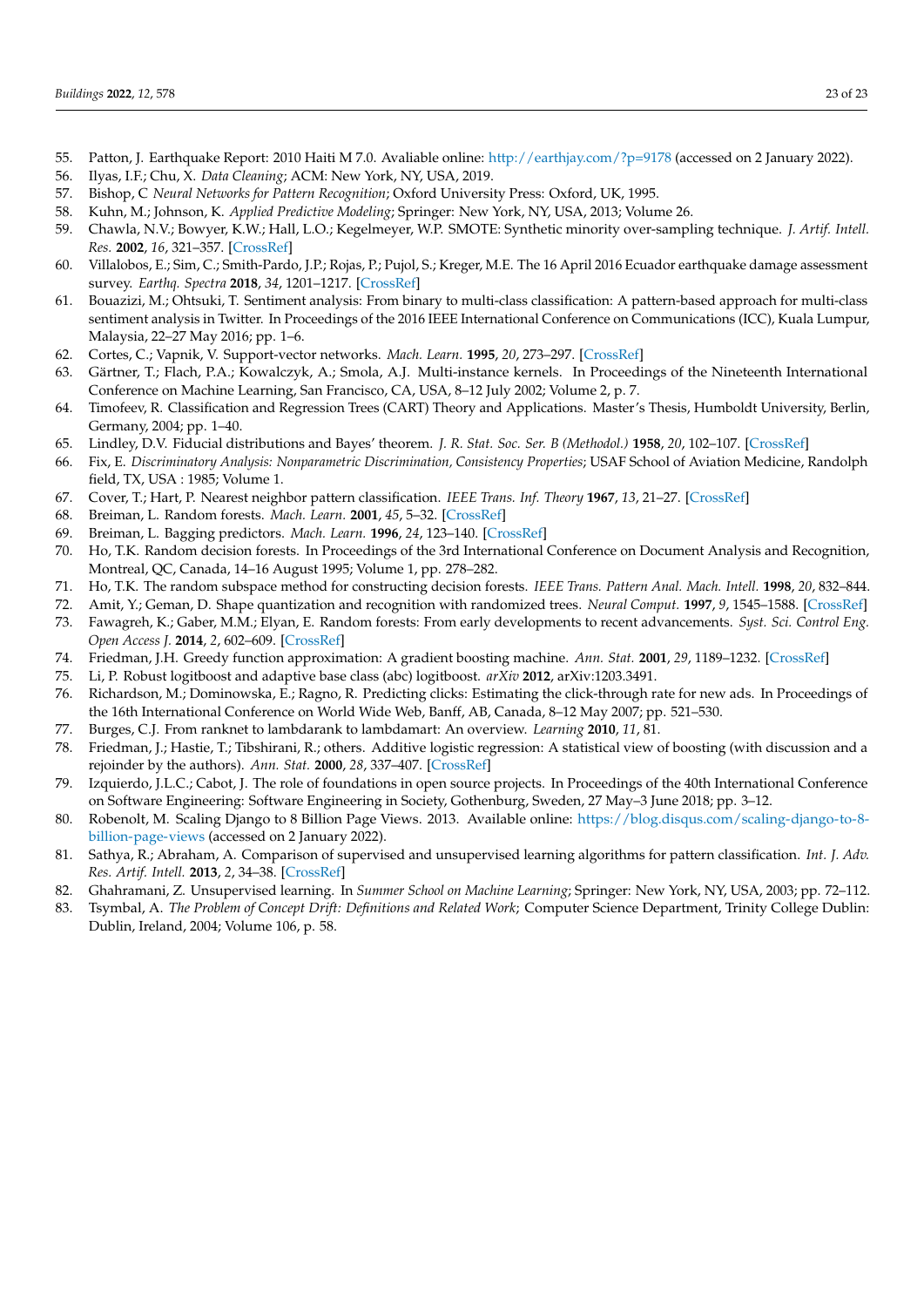55. Patton, J. Earthquake Report: 2010 Haiti M 7.0. Avaliable online: http://earthjay.com/?p=9178 (accessed on 2 January 2022).
56. Ilyas, I.F.; Chu, X. *Data Cleaning*; ACM: New York, NY, USA, 2019.
57. Bishop, C *Neural Networks for Pattern Recognition*; Oxford University Press: Oxford, UK, 1995.
58. Kuhn, M.; Johnson, K. *Applied Predictive Modeling*; Springer: New York, NY, USA, 2013; Volume 26.
59. Chawla, N.V.; Bowyer, K.W.; Hall, L.O.; Kegelmeyer, W.P. SMOTE: Synthetic minority over-sampling technique. *J. Artif. Intell. Res.* **2002**, *16*, 321–357. [CrossRef]
60. Villalobos, E.; Sim, C.; Smith-Pardo, J.P.; Rojas, P.; Pujol, S.; Kreger, M.E. The 16 April 2016 Ecuador earthquake damage assessment survey. *Earthq. Spectra* **2018**, *34*, 1201–1217. [CrossRef]
61. Bouazizi, M.; Ohtsuki, T. Sentiment analysis: From binary to multi-class classification: A pattern-based approach for multi-class sentiment analysis in Twitter. In Proceedings of the 2016 IEEE International Conference on Communications (ICC), Kuala Lumpur, Malaysia, 22–27 May 2016; pp. 1–6.
62. Cortes, C.; Vapnik, V. Support-vector networks. *Mach. Learn.* **1995**, *20*, 273–297. [CrossRef]
63. Gärtner, T.; Flach, P.A.; Kowalczyk, A.; Smola, A.J. Multi-instance kernels. In Proceedings of the Nineteenth International Conference on Machine Learning, San Francisco, CA, USA, 8–12 July 2002; Volume 2, p. 7.
64. Timofeev, R. Classification and Regression Trees (CART) Theory and Applications. Master's Thesis, Humboldt University, Berlin, Germany, 2004; pp. 1–40.
65. Lindley, D.V. Fiducial distributions and Bayes' theorem. *J. R. Stat. Soc. Ser. B (Methodol.)* **1958**, *20*, 102–107. [CrossRef]
66. Fix, E. *Discriminatory Analysis: Nonparametric Discrimination, Consistency Properties*; USAF School of Aviation Medicine, Randolph field, TX, USA : 1985; Volume 1.
67. Cover, T.; Hart, P. Nearest neighbor pattern classification. *IEEE Trans. Inf. Theory* **1967**, *13*, 21–27. [CrossRef]
68. Breiman, L. Random forests. *Mach. Learn.* **2001**, *45*, 5–32. [CrossRef]
69. Breiman, L. Bagging predictors. *Mach. Learn.* **1996**, *24*, 123–140. [CrossRef]
70. Ho, T.K. Random decision forests. In Proceedings of the 3rd International Conference on Document Analysis and Recognition, Montreal, QC, Canada, 14–16 August 1995; Volume 1, pp. 278–282.
71. Ho, T.K. The random subspace method for constructing decision forests. *IEEE Trans. Pattern Anal. Mach. Intell.* **1998**, *20*, 832–844.
72. Amit, Y.; Geman, D. Shape quantization and recognition with randomized trees. *Neural Comput.* **1997**, *9*, 1545–1588. [CrossRef]
73. Fawagreh, K.; Gaber, M.M.; Elyan, E. Random forests: From early developments to recent advancements. *Syst. Sci. Control Eng. Open Access J.* **2014**, *2*, 602–609. [CrossRef]
74. Friedman, J.H. Greedy function approximation: A gradient boosting machine. *Ann. Stat.* **2001**, *29*, 1189–1232. [CrossRef]
75. Li, P. Robust logitboost and adaptive base class (abc) logitboost. *arXiv* **2012**, arXiv:1203.3491.
76. Richardson, M.; Dominowska, E.; Ragno, R. Predicting clicks: Estimating the click-through rate for new ads. In Proceedings of the 16th International Conference on World Wide Web, Banff, AB, Canada, 8–12 May 2007; pp. 521–530.
77. Burges, C.J. From ranknet to lambdarank to lambdamart: An overview. *Learning* **2010**, *11*, 81.
78. Friedman, J.; Hastie, T.; Tibshirani, R.; others. Additive logistic regression: A statistical view of boosting (with discussion and a rejoinder by the authors). *Ann. Stat.* **2000**, *28*, 337–407. [CrossRef]
79. Izquierdo, J.L.C.; Cabot, J. The role of foundations in open source projects. In Proceedings of the 40th International Conference on Software Engineering: Software Engineering in Society, Gothenburg, Sweden, 27 May–3 June 2018; pp. 3–12.
80. Robenolt, M. Scaling Django to 8 Billion Page Views. 2013. Available online: https://blog.disqus.com/scaling-django-to-8-billion-page-views (accessed on 2 January 2022).
81. Sathya, R.; Abraham, A. Comparison of supervised and unsupervised learning algorithms for pattern classification. *Int. J. Adv. Res. Artif. Intell.* **2013**, *2*, 34–38. [CrossRef]
82. Ghahramani, Z. Unsupervised learning. In *Summer School on Machine Learning*; Springer: New York, NY, USA, 2003; pp. 72–112.
83. Tsymbal, A. *The Problem of Concept Drift: Definitions and Related Work*; Computer Science Department, Trinity College Dublin: Dublin, Ireland, 2004; Volume 106, p. 58.